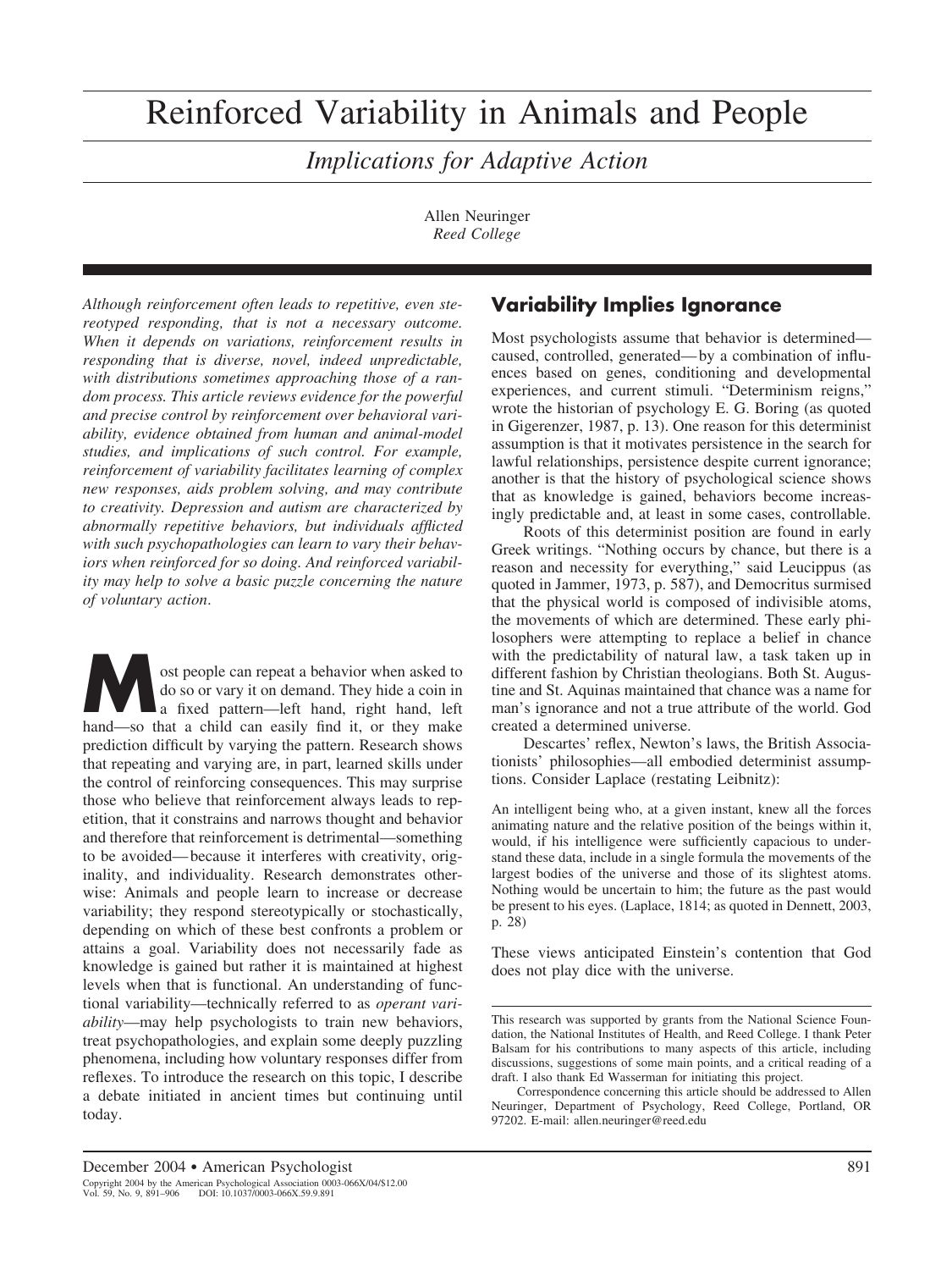# Reinforced Variability in Animals and People

## *Implications for Adaptive Action*

Allen Neuringer
*Reed College*

*Although reinforcement often leads to repetitive, even stereotyped responding, that is not a necessary outcome. When it depends on variations, reinforcement results in responding that is diverse, novel, indeed unpredictable, with distributions sometimes approaching those of a random process. This article reviews evidence for the powerful and precise control by reinforcement over behavioral variability, evidence obtained from human and animal-model studies, and implications of such control. For example, reinforcement of variability facilitates learning of complex new responses, aids problem solving, and may contribute to creativity. Depression and autism are characterized by abnormally repetitive behaviors, but individuals afflicted with such psychopathologies can learn to vary their behaviors when reinforced for so doing. And reinforced variability may help to solve a basic puzzle concerning the nature of voluntary action.*

Most people can repeat a behavior when asked to do so or vary it on demand. They hide a coin in a fixed pattern—left hand, right hand, left hand—so that a child can easily find it, or they make prediction difficult by varying the pattern. Research shows that repeating and varying are, in part, learned skills under the control of reinforcing consequences. This may surprise those who believe that reinforcement always leads to repetition, that it constrains and narrows thought and behavior and therefore that reinforcement is detrimental—something to be avoided—because it interferes with creativity, originality, and individuality. Research demonstrates otherwise: Animals and people learn to increase or decrease variability; they respond stereotypically or stochastically, depending on which of these best confronts a problem or attains a goal. Variability does not necessarily fade as knowledge is gained but rather it is maintained at highest levels when that is functional. An understanding of functional variability—technically referred to as *operant variability*—may help psychologists to train new behaviors, treat psychopathologies, and explain some deeply puzzling phenomena, including how voluntary responses differ from reflexes. To introduce the research on this topic, I describe a debate initiated in ancient times but continuing until today.

## Variability Implies Ignorance

Most psychologists assume that behavior is determined—caused, controlled, generated—by a combination of influences based on genes, conditioning and developmental experiences, and current stimuli. "Determinism reigns," wrote the historian of psychology E. G. Boring (as quoted in Gigerenzer, 1987, p. 13). One reason for this determinist assumption is that it motivates persistence in the search for lawful relationships, persistence despite current ignorance; another is that the history of psychological science shows that as knowledge is gained, behaviors become increasingly predictable and, at least in some cases, controllable.

Roots of this determinist position are found in early Greek writings. "Nothing occurs by chance, but there is a reason and necessity for everything," said Leucippus (as quoted in Jammer, 1973, p. 587), and Democritus surmised that the physical world is composed of indivisible atoms, the movements of which are determined. These early philosophers were attempting to replace a belief in chance with the predictability of natural law, a task taken up in different fashion by Christian theologians. Both St. Augustine and St. Aquinas maintained that chance was a name for man's ignorance and not a true attribute of the world. God created a determined universe.

Descartes' reflex, Newton's laws, the British Associationists' philosophies—all embodied determinist assumptions. Consider Laplace (restating Leibnitz):

> An intelligent being who, at a given instant, knew all the forces animating nature and the relative position of the beings within it, would, if his intelligence were sufficiently capacious to understand these data, include in a single formula the movements of the largest bodies of the universe and those of its slightest atoms. Nothing would be uncertain to him; the future as the past would be present to his eyes. (Laplace, 1814; as quoted in Dennett, 2003, p. 28)

These views anticipated Einstein's contention that God does not play dice with the universe.

---

This research was supported by grants from the National Science Foundation, the National Institutes of Health, and Reed College. I thank Peter Balsam for his contributions to many aspects of this article, including discussions, suggestions of some main points, and a critical reading of a draft. I also thank Ed Wasserman for initiating this project.

Correspondence concerning this article should be addressed to Allen Neuringer, Department of Psychology, Reed College, Portland, OR 97202. E-mail: allen.neuringer@reed.edu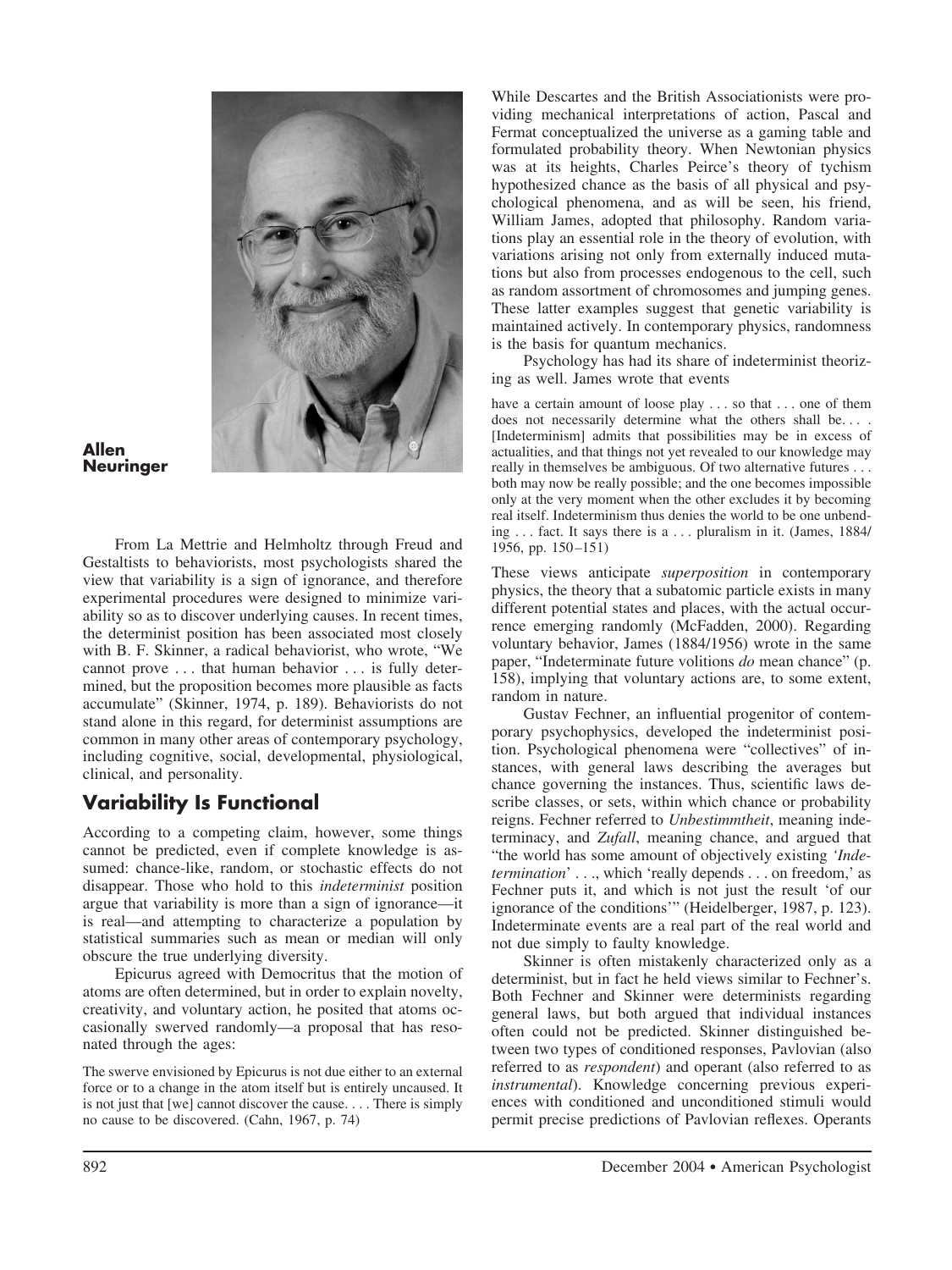**Allen Neuringer**

From La Mettrie and Helmholtz through Freud and Gestaltists to behaviorists, most psychologists shared the view that variability is a sign of ignorance, and therefore experimental procedures were designed to minimize variability so as to discover underlying causes. In recent times, the determinist position has been associated most closely with B. F. Skinner, a radical behaviorist, who wrote, "We cannot prove . . . that human behavior . . . is fully determined, but the proposition becomes more plausible as facts accumulate" (Skinner, 1974, p. 189). Behaviorists do not stand alone in this regard, for determinist assumptions are common in many other areas of contemporary psychology, including cognitive, social, developmental, physiological, clinical, and personality.

## Variability Is Functional

According to a competing claim, however, some things cannot be predicted, even if complete knowledge is assumed: chance-like, random, or stochastic effects do not disappear. Those who hold to this *indeterminist* position argue that variability is more than a sign of ignorance—it is real—and attempting to characterize a population by statistical summaries such as mean or median will only obscure the true underlying diversity.

Epicurus agreed with Democritus that the motion of atoms are often determined, but in order to explain novelty, creativity, and voluntary action, he posited that atoms occasionally swerved randomly—a proposal that has resonated through the ages:

> The swerve envisioned by Epicurus is not due either to an external force or to a change in the atom itself but is entirely uncaused. It is not just that [we] cannot discover the cause. . . . There is simply no cause to be discovered. (Cahn, 1967, p. 74)

While Descartes and the British Associationists were providing mechanical interpretations of action, Pascal and Fermat conceptualized the universe as a gaming table and formulated probability theory. When Newtonian physics was at its heights, Charles Peirce's theory of tychism hypothesized chance as the basis of all physical and psychological phenomena, and as will be seen, his friend, William James, adopted that philosophy. Random variations play an essential role in the theory of evolution, with variations arising not only from externally induced mutations but also from processes endogenous to the cell, such as random assortment of chromosomes and jumping genes. These latter examples suggest that genetic variability is maintained actively. In contemporary physics, randomness is the basis for quantum mechanics.

Psychology has had its share of indeterminist theorizing as well. James wrote that events

> have a certain amount of loose play . . . so that . . . one of them does not necessarily determine what the others shall be. . . . [Indeterminism] admits that possibilities may be in excess of actualities, and that things not yet revealed to our knowledge may really in themselves be ambiguous. Of two alternative futures . . . both may now be really possible; and the one becomes impossible only at the very moment when the other excludes it by becoming real itself. Indeterminism thus denies the world to be one unbending . . . fact. It says there is a . . . pluralism in it. (James, 1884/1956, pp. 150–151)

These views anticipate *superposition* in contemporary physics, the theory that a subatomic particle exists in many different potential states and places, with the actual occurrence emerging randomly (McFadden, 2000). Regarding voluntary behavior, James (1884/1956) wrote in the same paper, "Indeterminate future volitions *do* mean chance" (p. 158), implying that voluntary actions are, to some extent, random in nature.

Gustav Fechner, an influential progenitor of contemporary psychophysics, developed the indeterminist position. Psychological phenomena were "collectives" of instances, with general laws describing the averages but chance governing the instances. Thus, scientific laws describe classes, or sets, within which chance or probability reigns. Fechner referred to *Unbestimmtheit*, meaning indeterminacy, and *Zufall*, meaning chance, and argued that "the world has some amount of objectively existing *'Indetermination'* . . ., which 'really depends . . . on freedom,' as Fechner puts it, and which is not just the result 'of our ignorance of the conditions'" (Heidelberger, 1987, p. 123). Indeterminate events are a real part of the real world and not due simply to faulty knowledge.

Skinner is often mistakenly characterized only as a determinist, but in fact he held views similar to Fechner's. Both Fechner and Skinner were determinists regarding general laws, but both argued that individual instances often could not be predicted. Skinner distinguished between two types of conditioned responses, Pavlovian (also referred to as *respondent*) and operant (also referred to as *instrumental*). Knowledge concerning previous experiences with conditioned and unconditioned stimuli would permit precise predictions of Pavlovian reflexes. Operants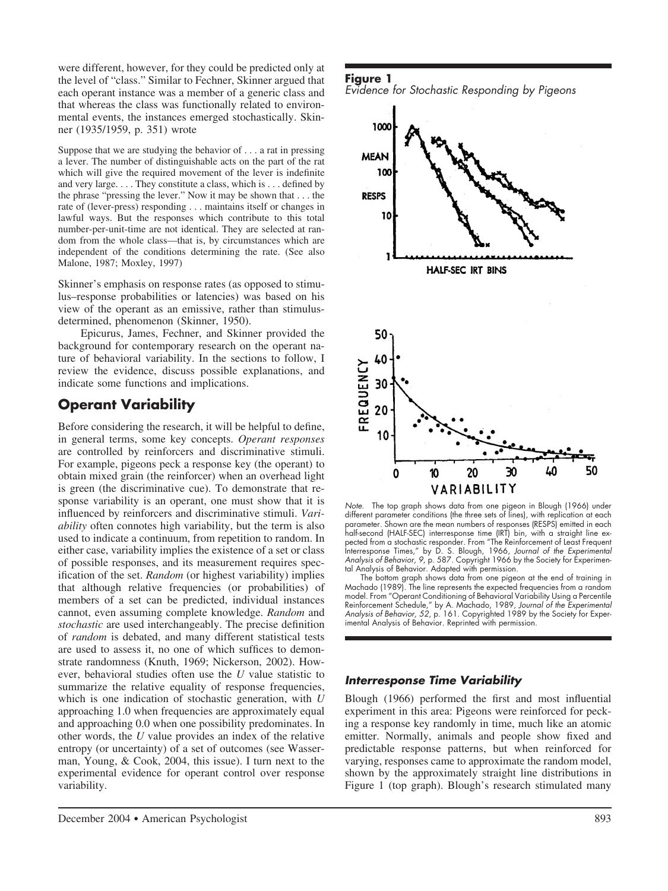were different, however, for they could be predicted only at the level of "class." Similar to Fechner, Skinner argued that each operant instance was a member of a generic class and that whereas the class was functionally related to environmental events, the instances emerged stochastically. Skinner (1935/1959, p. 351) wrote

> Suppose that we are studying the behavior of . . . a rat in pressing a lever. The number of distinguishable acts on the part of the rat which will give the required movement of the lever is indefinite and very large. . . . They constitute a class, which is . . . defined by the phrase "pressing the lever." Now it may be shown that . . . the rate of (lever-press) responding . . . maintains itself or changes in lawful ways. But the responses which contribute to this total number-per-unit-time are not identical. They are selected at random from the whole class—that is, by circumstances which are independent of the conditions determining the rate. (See also Malone, 1987; Moxley, 1997)

Skinner's emphasis on response rates (as opposed to stimulus–response probabilities or latencies) was based on his view of the operant as an emissive, rather than stimulus-determined, phenomenon (Skinner, 1950).

Epicurus, James, Fechner, and Skinner provided the background for contemporary research on the operant nature of behavioral variability. In the sections to follow, I review the evidence, discuss possible explanations, and indicate some functions and implications.

## Operant Variability

Before considering the research, it will be helpful to define, in general terms, some key concepts. *Operant responses* are controlled by reinforcers and discriminative stimuli. For example, pigeons peck a response key (the operant) to obtain mixed grain (the reinforcer) when an overhead light is green (the discriminative cue). To demonstrate that response variability is an operant, one must show that it is influenced by reinforcers and discriminative stimuli. *Variability* often connotes high variability, but the term is also used to indicate a continuum, from repetition to random. In either case, variability implies the existence of a set or class of possible responses, and its measurement requires specification of the set. *Random* (or highest variability) implies that although relative frequencies (or probabilities) of members of a set can be predicted, individual instances cannot, even assuming complete knowledge. *Random* and *stochastic* are used interchangeably. The precise definition of *random* is debated, and many different statistical tests are used to assess it, no one of which suffices to demonstrate randomness (Knuth, 1969; Nickerson, 2002). However, behavioral studies often use the *U* value statistic to summarize the relative equality of response frequencies, which is one indication of stochastic generation, with *U* approaching 1.0 when frequencies are approximately equal and approaching 0.0 when one possibility predominates. In other words, the *U* value provides an index of the relative entropy (or uncertainty) of a set of outcomes (see Wasserman, Young, & Cook, 2004, this issue). I turn next to the experimental evidence for operant control over response variability.

**Figure 1**
*Evidence for Stochastic Responding by Pigeons*

*Note.* The top graph shows data from one pigeon in Blough (1966) under different parameter conditions (the three sets of lines), with replication at each parameter. Shown are the mean numbers of responses (RESPS) emitted in each half-second (HALF-SEC) interresponse time (IRT) bin, with a straight line expected from a stochastic responder. From "The Reinforcement of Least Frequent Interresponse Times," by D. S. Blough, 1966, *Journal of the Experimental Analysis of Behavior, 9,* p. 587. Copyright 1966 by the Society for Experimental Analysis of Behavior. Adapted with permission.

The bottom graph shows data from one pigeon at the end of training in Machado (1989). The line represents the expected frequencies from a random model. From "Operant Conditioning of Behavioral Variability Using a Percentile Reinforcement Schedule," by A. Machado, 1989, *Journal of the Experimental Analysis of Behavior, 52,* p. 161. Copyrighted 1989 by the Society for Experimental Analysis of Behavior. Reprinted with permission.

### Interresponse Time Variability

Blough (1966) performed the first and most influential experiment in this area: Pigeons were reinforced for pecking a response key randomly in time, much like an atomic emitter. Normally, animals and people show fixed and predictable response patterns, but when reinforced for varying, responses came to approximate the random model, shown by the approximately straight line distributions in Figure 1 (top graph). Blough's research stimulated many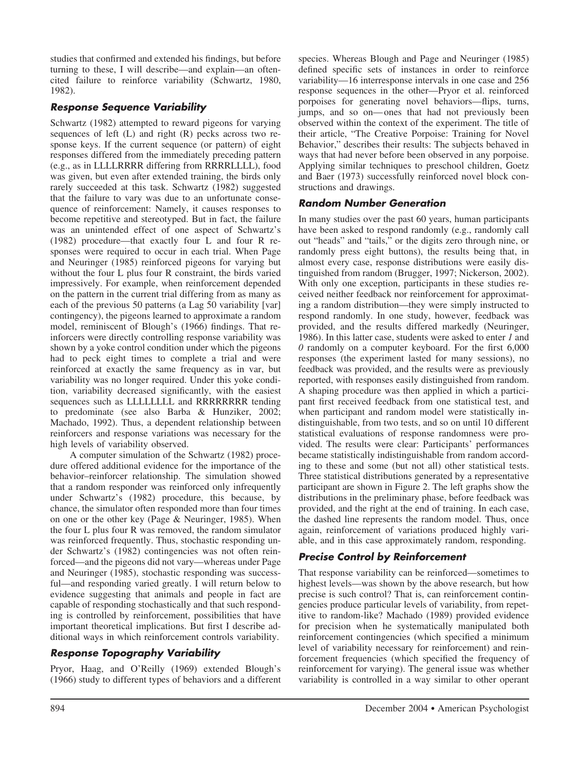studies that confirmed and extended his findings, but before turning to these, I will describe—and explain—an often-cited failure to reinforce variability (Schwartz, 1980, 1982).

### *Response Sequence Variability*

Schwartz (1982) attempted to reward pigeons for varying sequences of left (L) and right (R) pecks across two response keys. If the current sequence (or pattern) of eight responses differed from the immediately preceding pattern (e.g., as in LLLLRRRR differing from RRRRLLLL), food was given, but even after extended training, the birds only rarely succeeded at this task. Schwartz (1982) suggested that the failure to vary was due to an unfortunate consequence of reinforcement: Namely, it causes responses to become repetitive and stereotyped. But in fact, the failure was an unintended effect of one aspect of Schwartz's (1982) procedure—that exactly four L and four R responses were required to occur in each trial. When Page and Neuringer (1985) reinforced pigeons for varying but without the four L plus four R constraint, the birds varied impressively. For example, when reinforcement depended on the pattern in the current trial differing from as many as each of the previous 50 patterns (a Lag 50 variability [var] contingency), the pigeons learned to approximate a random model, reminiscent of Blough's (1966) findings. That reinforcers were directly controlling response variability was shown by a yoke control condition under which the pigeons had to peck eight times to complete a trial and were reinforced at exactly the same frequency as in var, but variability was no longer required. Under this yoke condition, variability decreased significantly, with the easiest sequences such as LLLLLLLL and RRRRRRRR tending to predominate (see also Barba & Hunziker, 2002; Machado, 1992). Thus, a dependent relationship between reinforcers and response variations was necessary for the high levels of variability observed.

A computer simulation of the Schwartz (1982) procedure offered additional evidence for the importance of the behavior–reinforcer relationship. The simulation showed that a random responder was reinforced only infrequently under Schwartz's (1982) procedure, this because, by chance, the simulator often responded more than four times on one or the other key (Page & Neuringer, 1985). When the four L plus four R was removed, the random simulator was reinforced frequently. Thus, stochastic responding under Schwartz's (1982) contingencies was not often reinforced—and the pigeons did not vary—whereas under Page and Neuringer (1985), stochastic responding was successful—and responding varied greatly. I will return below to evidence suggesting that animals and people in fact are capable of responding stochastically and that such responding is controlled by reinforcement, possibilities that have important theoretical implications. But first I describe additional ways in which reinforcement controls variability.

### *Response Topography Variability*

Pryor, Haag, and O'Reilly (1969) extended Blough's (1966) study to different types of behaviors and a different species. Whereas Blough and Page and Neuringer (1985) defined specific sets of instances in order to reinforce variability—16 interresponse intervals in one case and 256 response sequences in the other—Pryor et al. reinforced porpoises for generating novel behaviors—flips, turns, jumps, and so on—ones that had not previously been observed within the context of the experiment. The title of their article, "The Creative Porpoise: Training for Novel Behavior," describes their results: The subjects behaved in ways that had never before been observed in any porpoise. Applying similar techniques to preschool children, Goetz and Baer (1973) successfully reinforced novel block constructions and drawings.

### *Random Number Generation*

In many studies over the past 60 years, human participants have been asked to respond randomly (e.g., randomly call out "heads" and "tails," or the digits zero through nine, or randomly press eight buttons), the results being that, in almost every case, response distributions were easily distinguished from random (Brugger, 1997; Nickerson, 2002). With only one exception, participants in these studies received neither feedback nor reinforcement for approximating a random distribution—they were simply instructed to respond randomly. In one study, however, feedback was provided, and the results differed markedly (Neuringer, 1986). In this latter case, students were asked to enter *1* and *0* randomly on a computer keyboard. For the first 6,000 responses (the experiment lasted for many sessions), no feedback was provided, and the results were as previously reported, with responses easily distinguished from random. A shaping procedure was then applied in which a participant first received feedback from one statistical test, and when participant and random model were statistically indistinguishable, from two tests, and so on until 10 different statistical evaluations of response randomness were provided. The results were clear: Participants' performances became statistically indistinguishable from random according to these and some (but not all) other statistical tests. Three statistical distributions generated by a representative participant are shown in Figure 2. The left graphs show the distributions in the preliminary phase, before feedback was provided, and the right at the end of training. In each case, the dashed line represents the random model. Thus, once again, reinforcement of variations produced highly variable, and in this case approximately random, responding.

### *Precise Control by Reinforcement*

That response variability can be reinforced—sometimes to highest levels—was shown by the above research, but how precise is such control? That is, can reinforcement contingencies produce particular levels of variability, from repetitive to random-like? Machado (1989) provided evidence for precision when he systematically manipulated both reinforcement contingencies (which specified a minimum level of variability necessary for reinforcement) and reinforcement frequencies (which specified the frequency of reinforcement for varying). The general issue was whether variability is controlled in a way similar to other operant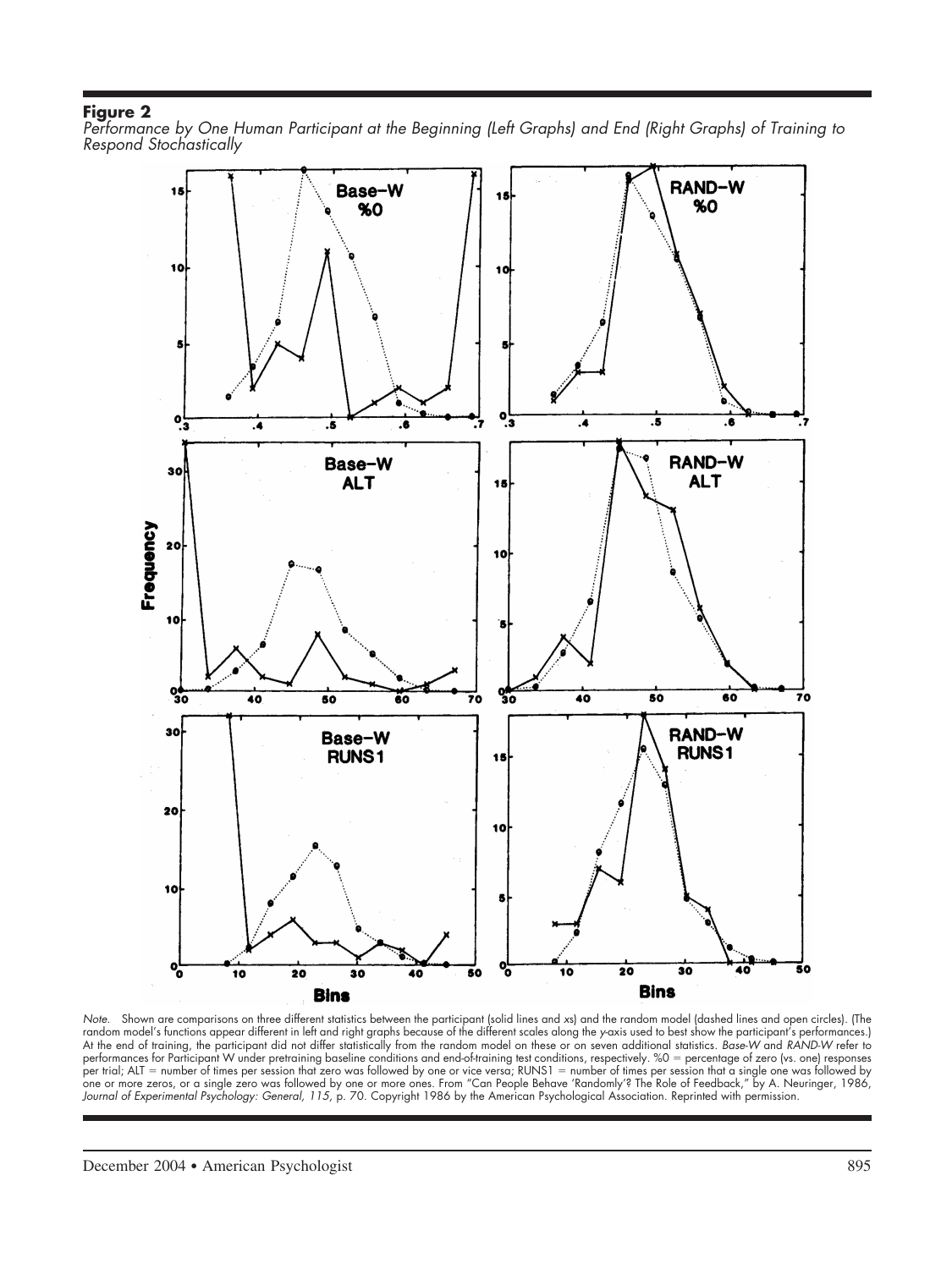**Figure 2**

*Performance by One Human Participant at the Beginning (Left Graphs) and End (Right Graphs) of Training to Respond Stochastically*

*Note.* Shown are comparisons on three different statistics between the participant (solid lines and *x*s) and the random model (dashed lines and open circles). (The random model's functions appear different in left and right graphs because of the different scales along the *y*-axis used to best show the participant's performances.) At the end of training, the participant did not differ statistically from the random model on these or on seven additional statistics. *Base-W* and *RAND-W* refer to performances for Participant W under pretraining baseline conditions and end-of-training test conditions, respectively. %0 = percentage of zero (vs. one) responses per trial; ALT = number of times per session that zero was followed by one or vice versa; RUNS1 = number of times per session that a single one was followed by one or more zeros, or a single zero was followed by one or more ones. From "Can People Behave 'Randomly'? The Role of Feedback," by A. Neuringer, 1986, *Journal of Experimental Psychology: General, 115*, p. 70. Copyright 1986 by the American Psychological Association. Reprinted with permission.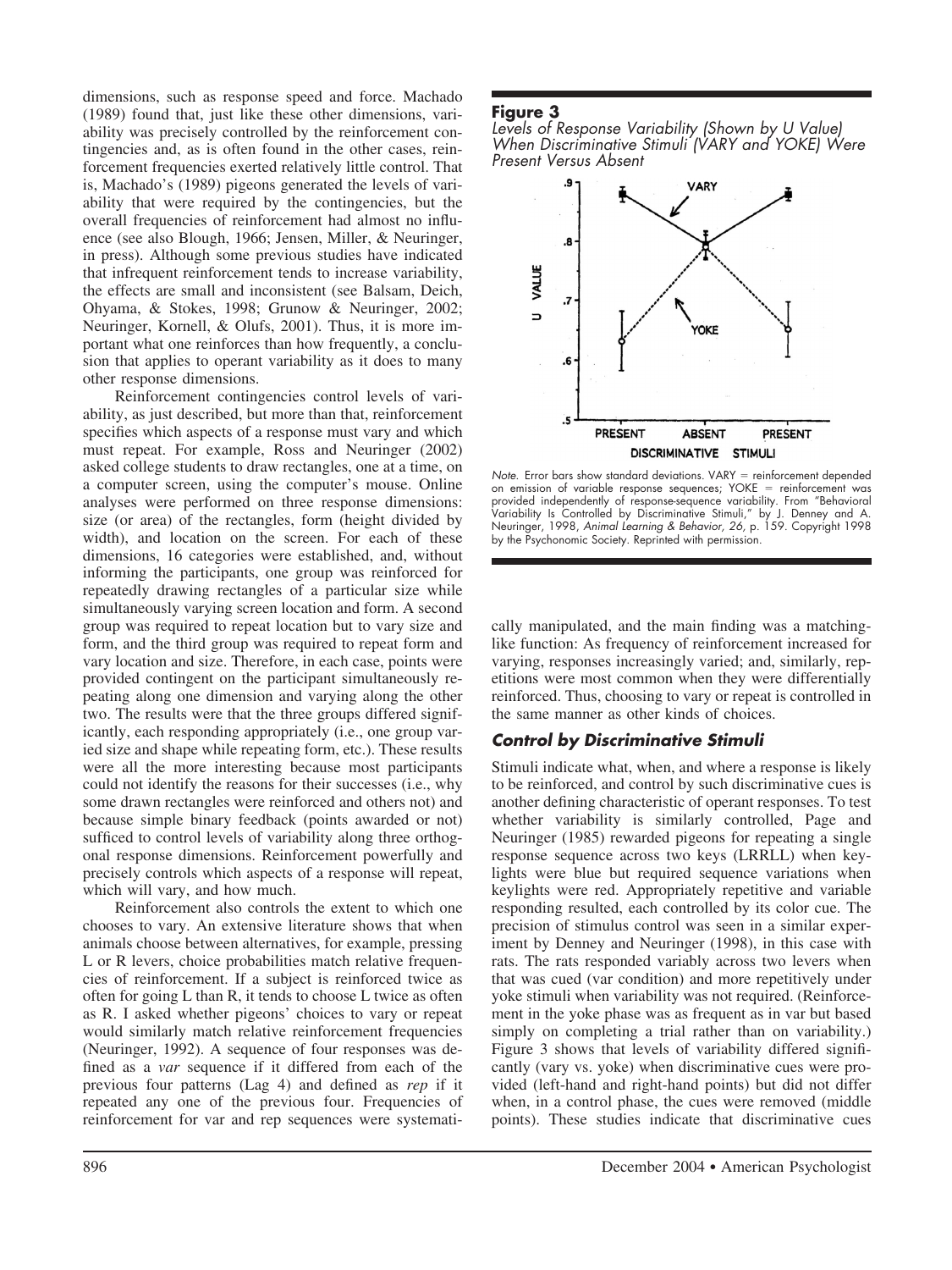dimensions, such as response speed and force. Machado (1989) found that, just like these other dimensions, variability was precisely controlled by the reinforcement contingencies and, as is often found in the other cases, reinforcement frequencies exerted relatively little control. That is, Machado's (1989) pigeons generated the levels of variability that were required by the contingencies, but the overall frequencies of reinforcement had almost no influence (see also Blough, 1966; Jensen, Miller, & Neuringer, in press). Although some previous studies have indicated that infrequent reinforcement tends to increase variability, the effects are small and inconsistent (see Balsam, Deich, Ohyama, & Stokes, 1998; Grunow & Neuringer, 2002; Neuringer, Kornell, & Olufs, 2001). Thus, it is more important what one reinforces than how frequently, a conclusion that applies to operant variability as it does to many other response dimensions.

Reinforcement contingencies control levels of variability, as just described, but more than that, reinforcement specifies which aspects of a response must vary and which must repeat. For example, Ross and Neuringer (2002) asked college students to draw rectangles, one at a time, on a computer screen, using the computer's mouse. Online analyses were performed on three response dimensions: size (or area) of the rectangles, form (height divided by width), and location on the screen. For each of these dimensions, 16 categories were established, and, without informing the participants, one group was reinforced for repeatedly drawing rectangles of a particular size while simultaneously varying screen location and form. A second group was required to repeat location but to vary size and form, and the third group was required to repeat form and vary location and size. Therefore, in each case, points were provided contingent on the participant simultaneously repeating along one dimension and varying along the other two. The results were that the three groups differed significantly, each responding appropriately (i.e., one group varied size and shape while repeating form, etc.). These results were all the more interesting because most participants could not identify the reasons for their successes (i.e., why some drawn rectangles were reinforced and others not) and because simple binary feedback (points awarded or not) sufficed to control levels of variability along three orthogonal response dimensions. Reinforcement powerfully and precisely controls which aspects of a response will repeat, which will vary, and how much.

Reinforcement also controls the extent to which one chooses to vary. An extensive literature shows that when animals choose between alternatives, for example, pressing L or R levers, choice probabilities match relative frequencies of reinforcement. If a subject is reinforced twice as often for going L than R, it tends to choose L twice as often as R. I asked whether pigeons' choices to vary or repeat would similarly match relative reinforcement frequencies (Neuringer, 1992). A sequence of four responses was defined as a *var* sequence if it differed from each of the previous four patterns (Lag 4) and defined as *rep* if it repeated any one of the previous four. Frequencies of reinforcement for var and rep sequences were systematically manipulated, and the main finding was a matching-like function: As frequency of reinforcement increased for varying, responses increasingly varied; and, similarly, repetitions were most common when they were differentially reinforced. Thus, choosing to vary or repeat is controlled in the same manner as other kinds of choices.

**Figure 3**
*Levels of Response Variability (Shown by U Value) When Discriminative Stimuli (VARY and YOKE) Were Present Versus Absent*

*Note.* Error bars show standard deviations. VARY = reinforcement depended on emission of variable response sequences; YOKE = reinforcement was provided independently of response-sequence variability. From "Behavioral Variability Is Controlled by Discriminative Stimuli," by J. Denney and A. Neuringer, 1998, *Animal Learning & Behavior, 26,* p. 159. Copyright 1998 by the Psychonomic Society. Reprinted with permission.

### *Control by Discriminative Stimuli*

Stimuli indicate what, when, and where a response is likely to be reinforced, and control by such discriminative cues is another defining characteristic of operant responses. To test whether variability is similarly controlled, Page and Neuringer (1985) rewarded pigeons for repeating a single response sequence across two keys (LRRLL) when keylights were blue but required sequence variations when keylights were red. Appropriately repetitive and variable responding resulted, each controlled by its color cue. The precision of stimulus control was seen in a similar experiment by Denney and Neuringer (1998), in this case with rats. The rats responded variably across two levers when that was cued (var condition) and more repetitively under yoke stimuli when variability was not required. (Reinforcement in the yoke phase was as frequent as in var but based simply on completing a trial rather than on variability.) Figure 3 shows that levels of variability differed significantly (vary vs. yoke) when discriminative cues were provided (left-hand and right-hand points) but did not differ when, in a control phase, the cues were removed (middle points). These studies indicate that discriminative cues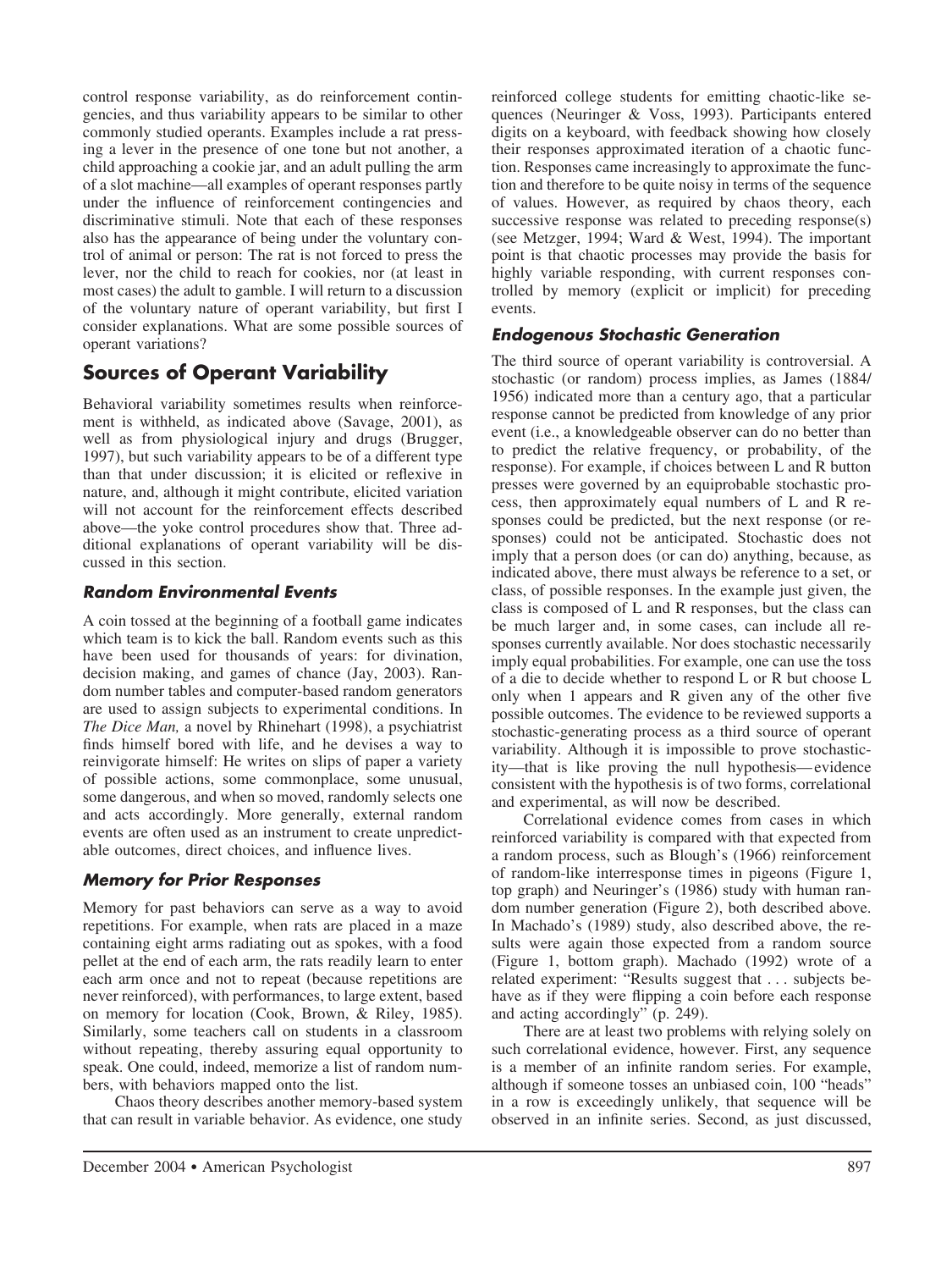control response variability, as do reinforcement contingencies, and thus variability appears to be similar to other commonly studied operants. Examples include a rat pressing a lever in the presence of one tone but not another, a child approaching a cookie jar, and an adult pulling the arm of a slot machine—all examples of operant responses partly under the influence of reinforcement contingencies and discriminative stimuli. Note that each of these responses also has the appearance of being under the voluntary control of animal or person: The rat is not forced to press the lever, nor the child to reach for cookies, nor (at least in most cases) the adult to gamble. I will return to a discussion of the voluntary nature of operant variability, but first I consider explanations. What are some possible sources of operant variations?

## Sources of Operant Variability

Behavioral variability sometimes results when reinforcement is withheld, as indicated above (Savage, 2001), as well as from physiological injury and drugs (Brugger, 1997), but such variability appears to be of a different type than that under discussion; it is elicited or reflexive in nature, and, although it might contribute, elicited variation will not account for the reinforcement effects described above—the yoke control procedures show that. Three additional explanations of operant variability will be discussed in this section.

### *Random Environmental Events*

A coin tossed at the beginning of a football game indicates which team is to kick the ball. Random events such as this have been used for thousands of years: for divination, decision making, and games of chance (Jay, 2003). Random number tables and computer-based random generators are used to assign subjects to experimental conditions. In *The Dice Man,* a novel by Rhinehart (1998), a psychiatrist finds himself bored with life, and he devises a way to reinvigorate himself: He writes on slips of paper a variety of possible actions, some commonplace, some unusual, some dangerous, and when so moved, randomly selects one and acts accordingly. More generally, external random events are often used as an instrument to create unpredictable outcomes, direct choices, and influence lives.

### *Memory for Prior Responses*

Memory for past behaviors can serve as a way to avoid repetitions. For example, when rats are placed in a maze containing eight arms radiating out as spokes, with a food pellet at the end of each arm, the rats readily learn to enter each arm once and not to repeat (because repetitions are never reinforced), with performances, to large extent, based on memory for location (Cook, Brown, & Riley, 1985). Similarly, some teachers call on students in a classroom without repeating, thereby assuring equal opportunity to speak. One could, indeed, memorize a list of random numbers, with behaviors mapped onto the list.

Chaos theory describes another memory-based system that can result in variable behavior. As evidence, one study reinforced college students for emitting chaotic-like sequences (Neuringer & Voss, 1993). Participants entered digits on a keyboard, with feedback showing how closely their responses approximated iteration of a chaotic function. Responses came increasingly to approximate the function and therefore to be quite noisy in terms of the sequence of values. However, as required by chaos theory, each successive response was related to preceding response(s) (see Metzger, 1994; Ward & West, 1994). The important point is that chaotic processes may provide the basis for highly variable responding, with current responses controlled by memory (explicit or implicit) for preceding events.

### *Endogenous Stochastic Generation*

The third source of operant variability is controversial. A stochastic (or random) process implies, as James (1884/1956) indicated more than a century ago, that a particular response cannot be predicted from knowledge of any prior event (i.e., a knowledgeable observer can do no better than to predict the relative frequency, or probability, of the response). For example, if choices between L and R button presses were governed by an equiprobable stochastic process, then approximately equal numbers of L and R responses could be predicted, but the next response (or responses) could not be anticipated. Stochastic does not imply that a person does (or can do) anything, because, as indicated above, there must always be reference to a set, or class, of possible responses. In the example just given, the class is composed of L and R responses, but the class can be much larger and, in some cases, can include all responses currently available. Nor does stochastic necessarily imply equal probabilities. For example, one can use the toss of a die to decide whether to respond L or R but choose L only when 1 appears and R given any of the other five possible outcomes. The evidence to be reviewed supports a stochastic-generating process as a third source of operant variability. Although it is impossible to prove stochasticity—that is like proving the null hypothesis—evidence consistent with the hypothesis is of two forms, correlational and experimental, as will now be described.

Correlational evidence comes from cases in which reinforced variability is compared with that expected from a random process, such as Blough's (1966) reinforcement of random-like interresponse times in pigeons (Figure 1, top graph) and Neuringer's (1986) study with human random number generation (Figure 2), both described above. In Machado's (1989) study, also described above, the results were again those expected from a random source (Figure 1, bottom graph). Machado (1992) wrote of a related experiment: "Results suggest that . . . subjects behave as if they were flipping a coin before each response and acting accordingly" (p. 249).

There are at least two problems with relying solely on such correlational evidence, however. First, any sequence is a member of an infinite random series. For example, although if someone tosses an unbiased coin, 100 "heads" in a row is exceedingly unlikely, that sequence will be observed in an infinite series. Second, as just discussed,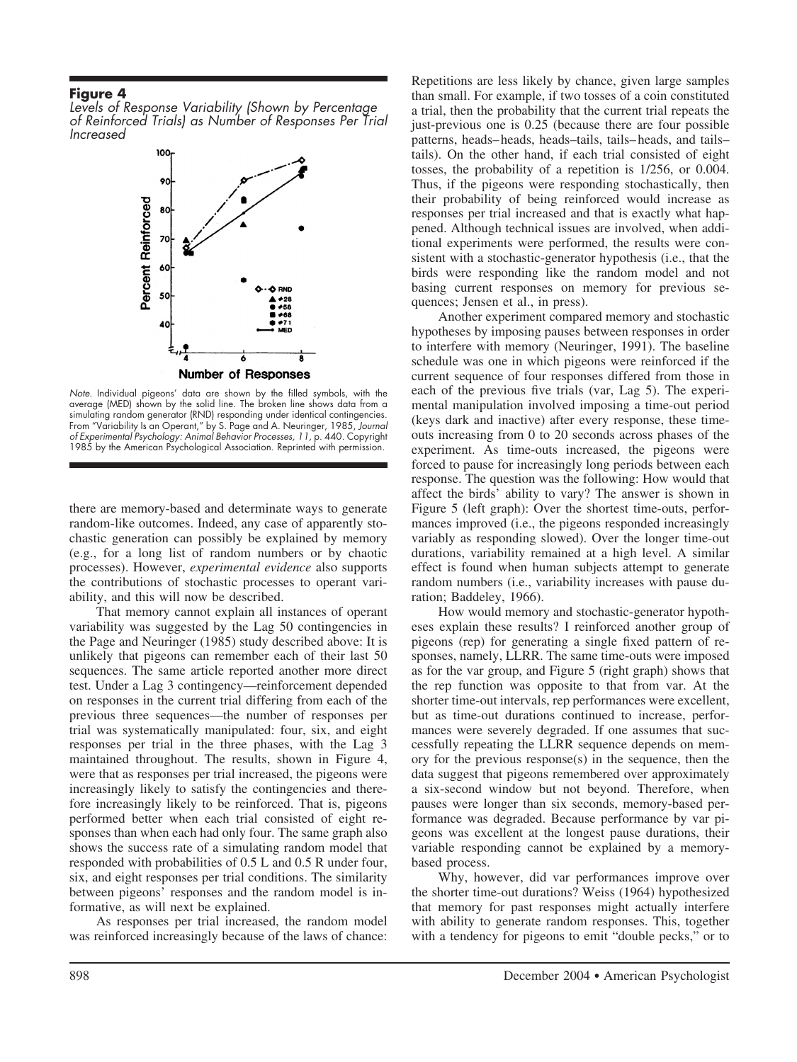**Figure 4**

*Levels of Response Variability (Shown by Percentage of Reinforced Trials) as Number of Responses Per Trial Increased*

*Note.* Individual pigeons' data are shown by the filled symbols, with the average (MED) shown by the solid line. The broken line shows data from a simulating random generator (RND) responding under identical contingencies. From "Variability Is an Operant," by S. Page and A. Neuringer, 1985, *Journal of Experimental Psychology: Animal Behavior Processes, 11,* p. 440. Copyright 1985 by the American Psychological Association. Reprinted with permission.

there are memory-based and determinate ways to generate random-like outcomes. Indeed, any case of apparently stochastic generation can possibly be explained by memory (e.g., for a long list of random numbers or by chaotic processes). However, *experimental evidence* also supports the contributions of stochastic processes to operant variability, and this will now be described.

That memory cannot explain all instances of operant variability was suggested by the Lag 50 contingencies in the Page and Neuringer (1985) study described above: It is unlikely that pigeons can remember each of their last 50 sequences. The same article reported another more direct test. Under a Lag 3 contingency—reinforcement depended on responses in the current trial differing from each of the previous three sequences—the number of responses per trial was systematically manipulated: four, six, and eight responses per trial in the three phases, with the Lag 3 maintained throughout. The results, shown in Figure 4, were that as responses per trial increased, the pigeons were increasingly likely to satisfy the contingencies and therefore increasingly likely to be reinforced. That is, pigeons performed better when each trial consisted of eight responses than when each had only four. The same graph also shows the success rate of a simulating random model that responded with probabilities of 0.5 L and 0.5 R under four, six, and eight responses per trial conditions. The similarity between pigeons' responses and the random model is informative, as will next be explained.

As responses per trial increased, the random model was reinforced increasingly because of the laws of chance: Repetitions are less likely by chance, given large samples than small. For example, if two tosses of a coin constituted a trial, then the probability that the current trial repeats the just-previous one is 0.25 (because there are four possible patterns, heads–heads, heads–tails, tails–heads, and tails–tails). On the other hand, if each trial consisted of eight tosses, the probability of a repetition is 1/256, or 0.004. Thus, if the pigeons were responding stochastically, then their probability of being reinforced would increase as responses per trial increased and that is exactly what happened. Although technical issues are involved, when additional experiments were performed, the results were consistent with a stochastic-generator hypothesis (i.e., that the birds were responding like the random model and not basing current responses on memory for previous sequences; Jensen et al., in press).

Another experiment compared memory and stochastic hypotheses by imposing pauses between responses in order to interfere with memory (Neuringer, 1991). The baseline schedule was one in which pigeons were reinforced if the current sequence of four responses differed from those in each of the previous five trials (var, Lag 5). The experimental manipulation involved imposing a time-out period (keys dark and inactive) after every response, these time-outs increasing from 0 to 20 seconds across phases of the experiment. As time-outs increased, the pigeons were forced to pause for increasingly long periods between each response. The question was the following: How would that affect the birds' ability to vary? The answer is shown in Figure 5 (left graph): Over the shortest time-outs, performances improved (i.e., the pigeons responded increasingly variably as responding slowed). Over the longer time-out durations, variability remained at a high level. A similar effect is found when human subjects attempt to generate random numbers (i.e., variability increases with pause duration; Baddeley, 1966).

How would memory and stochastic-generator hypotheses explain these results? I reinforced another group of pigeons (rep) for generating a single fixed pattern of responses, namely, LLRR. The same time-outs were imposed as for the var group, and Figure 5 (right graph) shows that the rep function was opposite to that from var. At the shorter time-out intervals, rep performances were excellent, but as time-out durations continued to increase, performances were severely degraded. If one assumes that successfully repeating the LLRR sequence depends on memory for the previous response(s) in the sequence, then the data suggest that pigeons remembered over approximately a six-second window but not beyond. Therefore, when pauses were longer than six seconds, memory-based performance was degraded. Because performance by var pigeons was excellent at the longest pause durations, their variable responding cannot be explained by a memory-based process.

Why, however, did var performances improve over the shorter time-out durations? Weiss (1964) hypothesized that memory for past responses might actually interfere with ability to generate random responses. This, together with a tendency for pigeons to emit "double pecks," or to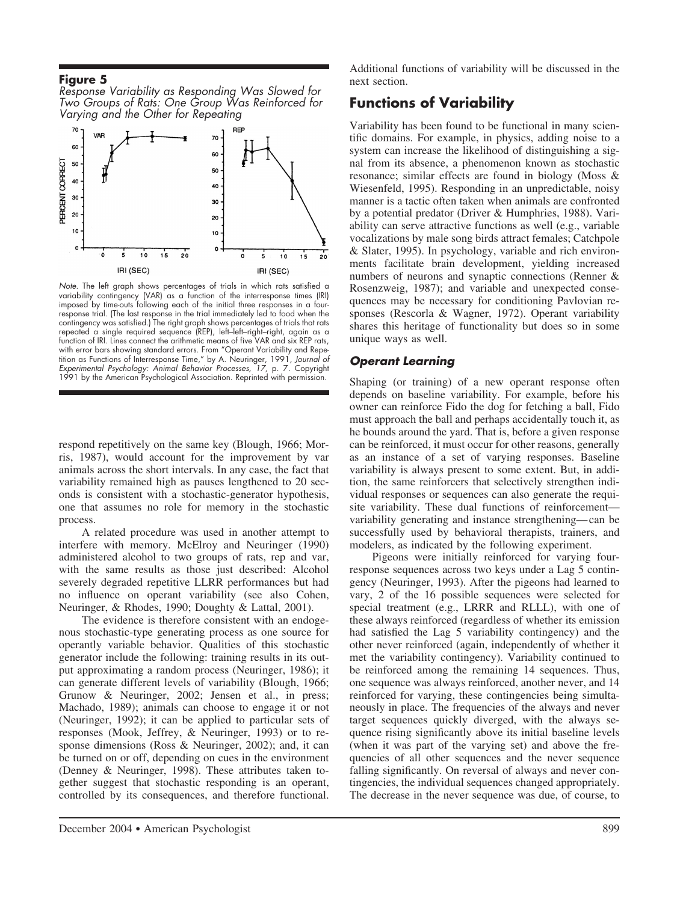**Figure 5**

*Response Variability as Responding Was Slowed for Two Groups of Rats: One Group Was Reinforced for Varying and the Other for Repeating*

*Note.* The left graph shows percentages of trials in which rats satisfied a variability contingency (VAR) as a function of the interresponse times (IRI) imposed by time-outs following each of the initial three responses in a four-response trial. (The last response in the trial immediately led to food when the contingency was satisfied.) The right graph shows percentages of trials that rats repeated a single required sequence (REP), left–left–right–right, again as a function of IRI. Lines connect the arithmetic means of five VAR and six REP rats, with error bars showing standard errors. From "Operant Variability and Repetition as Functions of Interresponse Time," by A. Neuringer, 1991, *Journal of Experimental Psychology: Animal Behavior Processes, 17,* p. 7. Copyright 1991 by the American Psychological Association. Reprinted with permission.

respond repetitively on the same key (Blough, 1966; Morris, 1987), would account for the improvement by var animals across the short intervals. In any case, the fact that variability remained high as pauses lengthened to 20 seconds is consistent with a stochastic-generator hypothesis, one that assumes no role for memory in the stochastic process.

A related procedure was used in another attempt to interfere with memory. McElroy and Neuringer (1990) administered alcohol to two groups of rats, rep and var, with the same results as those just described: Alcohol severely degraded repetitive LLRR performances but had no influence on operant variability (see also Cohen, Neuringer, & Rhodes, 1990; Doughty & Lattal, 2001).

The evidence is therefore consistent with an endogenous stochastic-type generating process as one source for operantly variable behavior. Qualities of this stochastic generator include the following: training results in its output approximating a random process (Neuringer, 1986); it can generate different levels of variability (Blough, 1966; Grunow & Neuringer, 2002; Jensen et al., in press; Machado, 1989); animals can choose to engage it or not (Neuringer, 1992); it can be applied to particular sets of responses (Mook, Jeffrey, & Neuringer, 1993) or to response dimensions (Ross & Neuringer, 2002); and, it can be turned on or off, depending on cues in the environment (Denney & Neuringer, 1998). These attributes taken together suggest that stochastic responding is an operant, controlled by its consequences, and therefore functional. Additional functions of variability will be discussed in the next section.

## Functions of Variability

Variability has been found to be functional in many scientific domains. For example, in physics, adding noise to a system can increase the likelihood of distinguishing a signal from its absence, a phenomenon known as stochastic resonance; similar effects are found in biology (Moss & Wiesenfeld, 1995). Responding in an unpredictable, noisy manner is a tactic often taken when animals are confronted by a potential predator (Driver & Humphries, 1988). Variability can serve attractive functions as well (e.g., variable vocalizations by male song birds attract females; Catchpole & Slater, 1995). In psychology, variable and rich environments facilitate brain development, yielding increased numbers of neurons and synaptic connections (Renner & Rosenzweig, 1987); and variable and unexpected consequences may be necessary for conditioning Pavlovian responses (Rescorla & Wagner, 1972). Operant variability shares this heritage of functionality but does so in some unique ways as well.

### *Operant Learning*

Shaping (or training) of a new operant response often depends on baseline variability. For example, before his owner can reinforce Fido the dog for fetching a ball, Fido must approach the ball and perhaps accidentally touch it, as he bounds around the yard. That is, before a given response can be reinforced, it must occur for other reasons, generally as an instance of a set of varying responses. Baseline variability is always present to some extent. But, in addition, the same reinforcers that selectively strengthen individual responses or sequences can also generate the requisite variability. These dual functions of reinforcement—variability generating and instance strengthening—can be successfully used by behavioral therapists, trainers, and modelers, as indicated by the following experiment.

Pigeons were initially reinforced for varying four-response sequences across two keys under a Lag 5 contingency (Neuringer, 1993). After the pigeons had learned to vary, 2 of the 16 possible sequences were selected for special treatment (e.g., LRRR and RLLL), with one of these always reinforced (regardless of whether its emission had satisfied the Lag 5 variability contingency) and the other never reinforced (again, independently of whether it met the variability contingency). Variability continued to be reinforced among the remaining 14 sequences. Thus, one sequence was always reinforced, another never, and 14 reinforced for varying, these contingencies being simultaneously in place. The frequencies of the always and never target sequences quickly diverged, with the always sequence rising significantly above its initial baseline levels (when it was part of the varying set) and above the frequencies of all other sequences and the never sequence falling significantly. On reversal of always and never contingencies, the individual sequences changed appropriately. The decrease in the never sequence was due, of course, to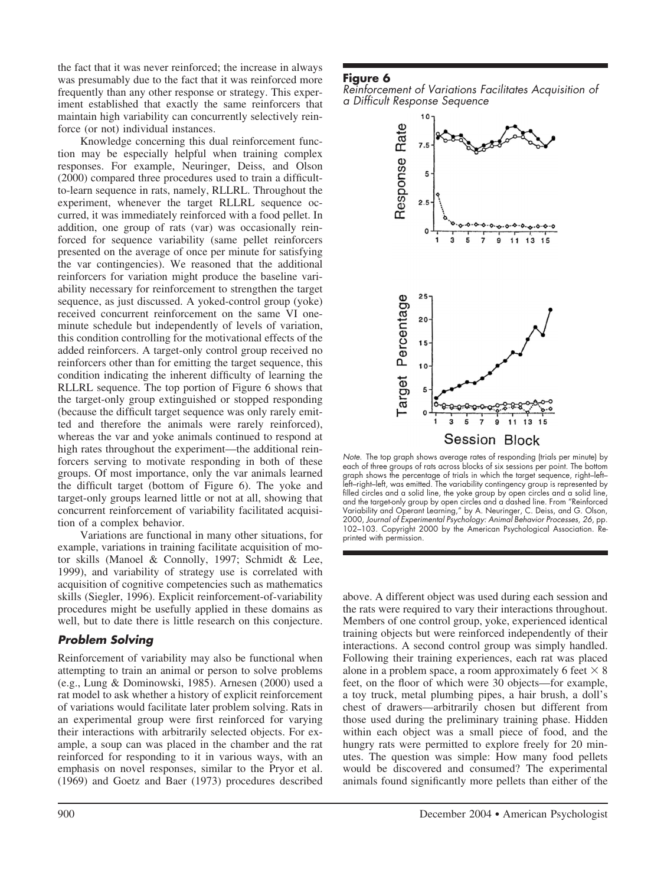the fact that it was never reinforced; the increase in always was presumably due to the fact that it was reinforced more frequently than any other response or strategy. This experiment established that exactly the same reinforcers that maintain high variability can concurrently selectively reinforce (or not) individual instances.

Knowledge concerning this dual reinforcement function may be especially helpful when training complex responses. For example, Neuringer, Deiss, and Olson (2000) compared three procedures used to train a difficult-to-learn sequence in rats, namely, RLLRL. Throughout the experiment, whenever the target RLLRL sequence occurred, it was immediately reinforced with a food pellet. In addition, one group of rats (var) was occasionally reinforced for sequence variability (same pellet reinforcers presented on the average of once per minute for satisfying the var contingencies). We reasoned that the additional reinforcers for variation might produce the baseline variability necessary for reinforcement to strengthen the target sequence, as just discussed. A yoked-control group (yoke) received concurrent reinforcement on the same VI one-minute schedule but independently of levels of variation, this condition controlling for the motivational effects of the added reinforcers. A target-only control group received no reinforcers other than for emitting the target sequence, this condition indicating the inherent difficulty of learning the RLLRL sequence. The top portion of Figure 6 shows that the target-only group extinguished or stopped responding (because the difficult target sequence was only rarely emitted and therefore the animals were rarely reinforced), whereas the var and yoke animals continued to respond at high rates throughout the experiment—the additional reinforcers serving to motivate responding in both of these groups. Of most importance, only the var animals learned the difficult target (bottom of Figure 6). The yoke and target-only groups learned little or not at all, showing that concurrent reinforcement of variability facilitated acquisition of a complex behavior.

Variations are functional in many other situations, for example, variations in training facilitate acquisition of motor skills (Manoel & Connolly, 1997; Schmidt & Lee, 1999), and variability of strategy use is correlated with acquisition of cognitive competencies such as mathematics skills (Siegler, 1996). Explicit reinforcement-of-variability procedures might be usefully applied in these domains as well, but to date there is little research on this conjecture.

### *Problem Solving*

Reinforcement of variability may also be functional when attempting to train an animal or person to solve problems (e.g., Lung & Dominowski, 1985). Arnesen (2000) used a rat model to ask whether a history of explicit reinforcement of variations would facilitate later problem solving. Rats in an experimental group were first reinforced for varying their interactions with arbitrarily selected objects. For example, a soup can was placed in the chamber and the rat reinforced for responding to it in various ways, with an emphasis on novel responses, similar to the Pryor et al. (1969) and Goetz and Baer (1973) procedures described above. A different object was used during each session and the rats were required to vary their interactions throughout. Members of one control group, yoke, experienced identical training objects but were reinforced independently of their interactions. A second control group was simply handled. Following their training experiences, each rat was placed alone in a problem space, a room approximately 6 feet × 8 feet, on the floor of which were 30 objects—for example, a toy truck, metal plumbing pipes, a hair brush, a doll's chest of drawers—arbitrarily chosen but different from those used during the preliminary training phase. Hidden within each object was a small piece of food, and the hungry rats were permitted to explore freely for 20 minutes. The question was simple: How many food pellets would be discovered and consumed? The experimental animals found significantly more pellets than either of the

**Figure 6**
*Reinforcement of Variations Facilitates Acquisition of a Difficult Response Sequence*

*Note.* The top graph shows average rates of responding (trials per minute) by each of three groups of rats across blocks of six sessions per point. The bottom graph shows the percentage of trials in which the target sequence, right–left–left–right–left, was emitted. The variability contingency group is represented by filled circles and a solid line, the yoke group by open circles and a solid line, and the target-only group by open circles and a dashed line. From "Reinforced Variability and Operant Learning," by A. Neuringer, C. Deiss, and G. Olson, 2000, *Journal of Experimental Psychology: Animal Behavior Processes, 26,* pp. 102–103. Copyright 2000 by the American Psychological Association. Reprinted with permission.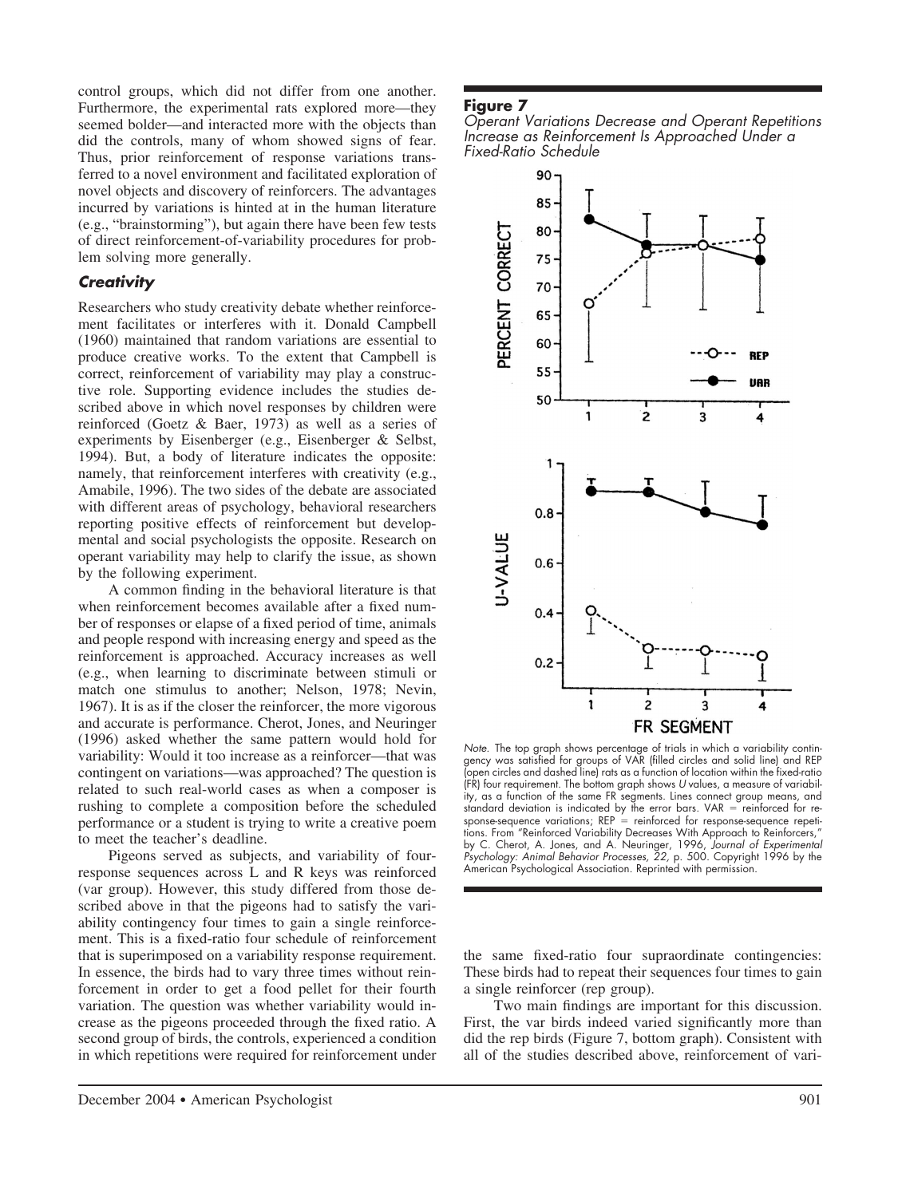control groups, which did not differ from one another. Furthermore, the experimental rats explored more—they seemed bolder—and interacted more with the objects than did the controls, many of whom showed signs of fear. Thus, prior reinforcement of response variations transferred to a novel environment and facilitated exploration of novel objects and discovery of reinforcers. The advantages incurred by variations is hinted at in the human literature (e.g., "brainstorming"), but again there have been few tests of direct reinforcement-of-variability procedures for problem solving more generally.

### *Creativity*

Researchers who study creativity debate whether reinforcement facilitates or interferes with it. Donald Campbell (1960) maintained that random variations are essential to produce creative works. To the extent that Campbell is correct, reinforcement of variability may play a constructive role. Supporting evidence includes the studies described above in which novel responses by children were reinforced (Goetz & Baer, 1973) as well as a series of experiments by Eisenberger (e.g., Eisenberger & Selbst, 1994). But, a body of literature indicates the opposite: namely, that reinforcement interferes with creativity (e.g., Amabile, 1996). The two sides of the debate are associated with different areas of psychology, behavioral researchers reporting positive effects of reinforcement but developmental and social psychologists the opposite. Research on operant variability may help to clarify the issue, as shown by the following experiment.

A common finding in the behavioral literature is that when reinforcement becomes available after a fixed number of responses or elapse of a fixed period of time, animals and people respond with increasing energy and speed as the reinforcement is approached. Accuracy increases as well (e.g., when learning to discriminate between stimuli or match one stimulus to another; Nelson, 1978; Nevin, 1967). It is as if the closer the reinforcer, the more vigorous and accurate is performance. Cherot, Jones, and Neuringer (1996) asked whether the same pattern would hold for variability: Would it too increase as a reinforcer—that was contingent on variations—was approached? The question is related to such real-world cases as when a composer is rushing to complete a composition before the scheduled performance or a student is trying to write a creative poem to meet the teacher's deadline.

Pigeons served as subjects, and variability of four-response sequences across L and R keys was reinforced (var group). However, this study differed from those described above in that the pigeons had to satisfy the variability contingency four times to gain a single reinforcement. This is a fixed-ratio four schedule of reinforcement that is superimposed on a variability response requirement. In essence, the birds had to vary three times without reinforcement in order to get a food pellet for their fourth variation. The question was whether variability would increase as the pigeons proceeded through the fixed ratio. A second group of birds, the controls, experienced a condition in which repetitions were required for reinforcement under the same fixed-ratio four supraordinate contingencies: These birds had to repeat their sequences four times to gain a single reinforcer (rep group).

Two main findings are important for this discussion. First, the var birds indeed varied significantly more than did the rep birds (Figure 7, bottom graph). Consistent with all of the studies described above, reinforcement of vari-

**Figure 7**

*Operant Variations Decrease and Operant Repetitions Increase as Reinforcement Is Approached Under a Fixed-Ratio Schedule*

*Note.* The top graph shows percentage of trials in which a variability contingency was satisfied for groups of VAR (filled circles and solid line) and REP (open circles and dashed line) rats as a function of location within the fixed-ratio (FR) four requirement. The bottom graph shows *U* values, a measure of variability, as a function of the same FR segments. Lines connect group means, and standard deviation is indicated by the error bars. VAR = reinforced for response-sequence variations; REP = reinforced for response-sequence repetitions. From "Reinforced Variability Decreases With Approach to Reinforcers," by C. Cherot, A. Jones, and A. Neuringer, 1996, *Journal of Experimental Psychology: Animal Behavior Processes, 22,* p. 500. Copyright 1996 by the American Psychological Association. Reprinted with permission.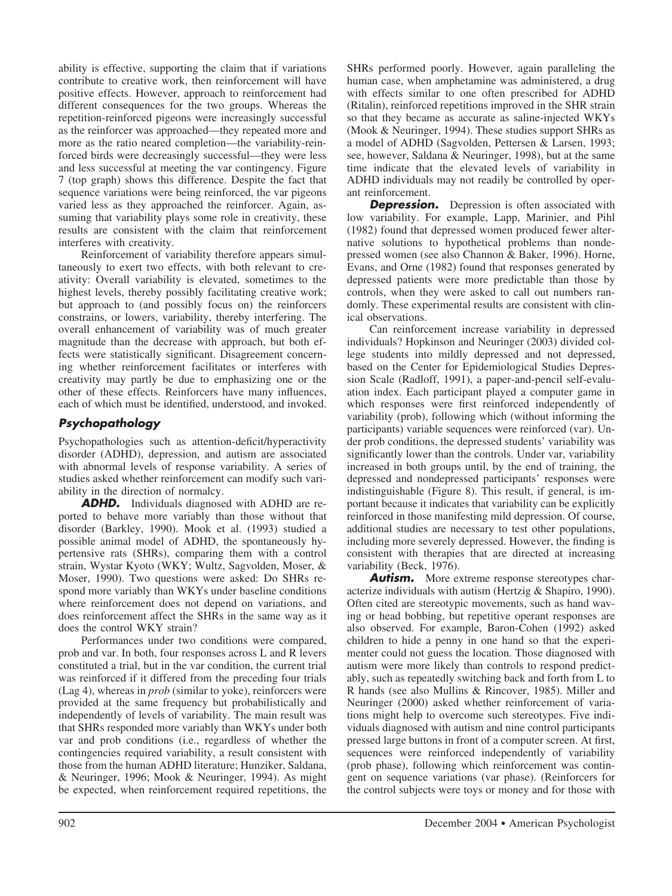ability is effective, supporting the claim that if variations contribute to creative work, then reinforcement will have positive effects. However, approach to reinforcement had different consequences for the two groups. Whereas the repetition-reinforced pigeons were increasingly successful as the reinforcer was approached—they repeated more and more as the ratio neared completion—the variability-reinforced birds were decreasingly successful—they were less and less successful at meeting the var contingency. Figure 7 (top graph) shows this difference. Despite the fact that sequence variations were being reinforced, the var pigeons varied less as they approached the reinforcer. Again, assuming that variability plays some role in creativity, these results are consistent with the claim that reinforcement interferes with creativity.

Reinforcement of variability therefore appears simultaneously to exert two effects, with both relevant to creativity: Overall variability is elevated, sometimes to the highest levels, thereby possibly facilitating creative work; but approach to (and possibly focus on) the reinforcers constrains, or lowers, variability, thereby interfering. The overall enhancement of variability was of much greater magnitude than the decrease with approach, but both effects were statistically significant. Disagreement concerning whether reinforcement facilitates or interferes with creativity may partly be due to emphasizing one or the other of these effects. Reinforcers have many influences, each of which must be identified, understood, and invoked.

## Psychopathology

Psychopathologies such as attention-deficit/hyperactivity disorder (ADHD), depression, and autism are associated with abnormal levels of response variability. A series of studies asked whether reinforcement can modify such variability in the direction of normalcy.

***ADHD.*** Individuals diagnosed with ADHD are reported to behave more variably than those without that disorder (Barkley, 1990). Mook et al. (1993) studied a possible animal model of ADHD, the spontaneously hypertensive rats (SHRs), comparing them with a control strain, Wystar Kyoto (WKY; Wultz, Sagvolden, Moser, & Moser, 1990). Two questions were asked: Do SHRs respond more variably than WKYs under baseline conditions where reinforcement does not depend on variations, and does reinforcement affect the SHRs in the same way as it does the control WKY strain?

Performances under two conditions were compared, prob and var. In both, four responses across L and R levers constituted a trial, but in the var condition, the current trial was reinforced if it differed from the preceding four trials (Lag 4), whereas in *prob* (similar to yoke), reinforcers were provided at the same frequency but probabilistically and independently of levels of variability. The main result was that SHRs responded more variably than WKYs under both var and prob conditions (i.e., regardless of whether the contingencies required variability, a result consistent with those from the human ADHD literature; Hunziker, Saldana, & Neuringer, 1996; Mook & Neuringer, 1994). As might be expected, when reinforcement required repetitions, the SHRs performed poorly. However, again paralleling the human case, when amphetamine was administered, a drug with effects similar to one often prescribed for ADHD (Ritalin), reinforced repetitions improved in the SHR strain so that they became as accurate as saline-injected WKYs (Mook & Neuringer, 1994). These studies support SHRs as a model of ADHD (Sagvolden, Pettersen & Larsen, 1993; see, however, Saldana & Neuringer, 1998), but at the same time indicate that the elevated levels of variability in ADHD individuals may not readily be controlled by operant reinforcement.

***Depression.*** Depression is often associated with low variability. For example, Lapp, Marinier, and Pihl (1982) found that depressed women produced fewer alternative solutions to hypothetical problems than nondepressed women (see also Channon & Baker, 1996). Horne, Evans, and Orne (1982) found that responses generated by depressed patients were more predictable than those by controls, when they were asked to call out numbers randomly. These experimental results are consistent with clinical observations.

Can reinforcement increase variability in depressed individuals? Hopkinson and Neuringer (2003) divided college students into mildly depressed and not depressed, based on the Center for Epidemiological Studies Depression Scale (Radloff, 1991), a paper-and-pencil self-evaluation index. Each participant played a computer game in which responses were first reinforced independently of variability (prob), following which (without informing the participants) variable sequences were reinforced (var). Under prob conditions, the depressed students' variability was significantly lower than the controls. Under var, variability increased in both groups until, by the end of training, the depressed and nondepressed participants' responses were indistinguishable (Figure 8). This result, if general, is important because it indicates that variability can be explicitly reinforced in those manifesting mild depression. Of course, additional studies are necessary to test other populations, including more severely depressed. However, the finding is consistent with therapies that are directed at increasing variability (Beck, 1976).

***Autism.*** More extreme response stereotypes characterize individuals with autism (Hertzig & Shapiro, 1990). Often cited are stereotypic movements, such as hand waving or head bobbing, but repetitive operant responses are also observed. For example, Baron-Cohen (1992) asked children to hide a penny in one hand so that the experimenter could not guess the location. Those diagnosed with autism were more likely than controls to respond predictably, such as repeatedly switching back and forth from L to R hands (see also Mullins & Rincover, 1985). Miller and Neuringer (2000) asked whether reinforcement of variations might help to overcome such stereotypes. Five individuals diagnosed with autism and nine control participants pressed large buttons in front of a computer screen. At first, sequences were reinforced independently of variability (prob phase), following which reinforcement was contingent on sequence variations (var phase). (Reinforcers for the control subjects were toys or money and for those with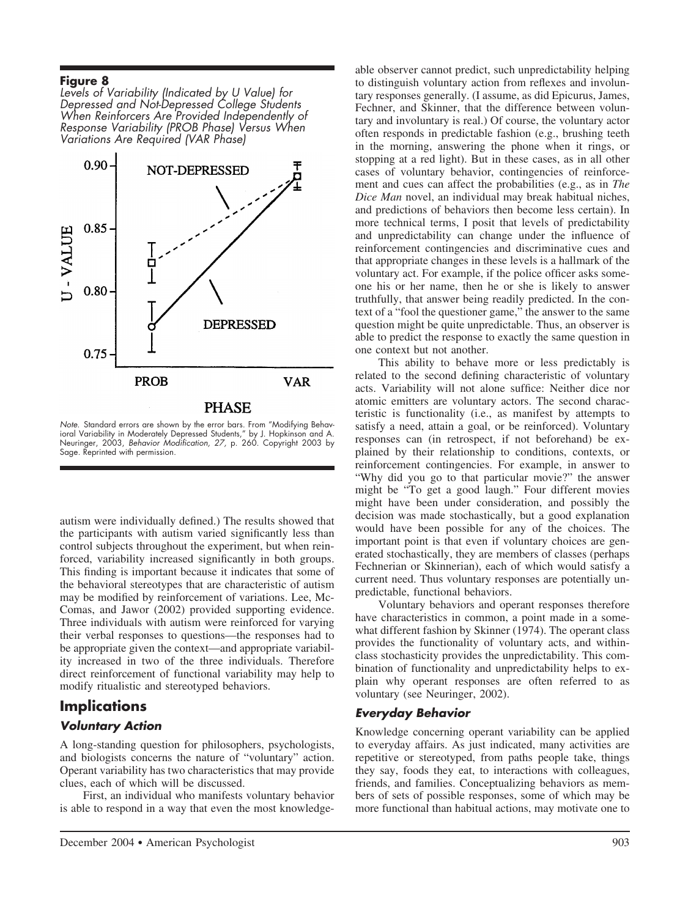**Figure 8**

*Levels of Variability (Indicated by U Value) for Depressed and Not-Depressed College Students When Reinforcers Are Provided Independently of Response Variability (PROB Phase) Versus When Variations Are Required (VAR Phase)*

*Note.* Standard errors are shown by the error bars. From "Modifying Behavioral Variability in Moderately Depressed Students," by J. Hopkinson and A. Neuringer, 2003, *Behavior Modification, 27,* p. 260. Copyright 2003 by Sage. Reprinted with permission.

autism were individually defined.) The results showed that the participants with autism varied significantly less than control subjects throughout the experiment, but when reinforced, variability increased significantly in both groups. This finding is important because it indicates that some of the behavioral stereotypes that are characteristic of autism may be modified by reinforcement of variations. Lee, McComas, and Jawor (2002) provided supporting evidence. Three individuals with autism were reinforced for varying their verbal responses to questions—the responses had to be appropriate given the context—and appropriate variability increased in two of the three individuals. Therefore direct reinforcement of functional variability may help to modify ritualistic and stereotyped behaviors.

## Implications

### *Voluntary Action*

A long-standing question for philosophers, psychologists, and biologists concerns the nature of "voluntary" action. Operant variability has two characteristics that may provide clues, each of which will be discussed.

First, an individual who manifests voluntary behavior is able to respond in a way that even the most knowledgeable observer cannot predict, such unpredictability helping to distinguish voluntary action from reflexes and involuntary responses generally. (I assume, as did Epicurus, James, Fechner, and Skinner, that the difference between voluntary and involuntary is real.) Of course, the voluntary actor often responds in predictable fashion (e.g., brushing teeth in the morning, answering the phone when it rings, or stopping at a red light). But in these cases, as in all other cases of voluntary behavior, contingencies of reinforcement and cues can affect the probabilities (e.g., as in *The Dice Man* novel, an individual may break habitual niches, and predictions of behaviors then become less certain). In more technical terms, I posit that levels of predictability and unpredictability can change under the influence of reinforcement contingencies and discriminative cues and that appropriate changes in these levels is a hallmark of the voluntary act. For example, if the police officer asks someone his or her name, then he or she is likely to answer truthfully, that answer being readily predicted. In the context of a "fool the questioner game," the answer to the same question might be quite unpredictable. Thus, an observer is able to predict the response to exactly the same question in one context but not another.

This ability to behave more or less predictably is related to the second defining characteristic of voluntary acts. Variability will not alone suffice: Neither dice nor atomic emitters are voluntary actors. The second characteristic is functionality (i.e., as manifest by attempts to satisfy a need, attain a goal, or be reinforced). Voluntary responses can (in retrospect, if not beforehand) be explained by their relationship to conditions, contexts, or reinforcement contingencies. For example, in answer to "Why did you go to that particular movie?" the answer might be "To get a good laugh." Four different movies might have been under consideration, and possibly the decision was made stochastically, but a good explanation would have been possible for any of the choices. The important point is that even if voluntary choices are generated stochastically, they are members of classes (perhaps Fechnerian or Skinnerian), each of which would satisfy a current need. Thus voluntary responses are potentially unpredictable, functional behaviors.

Voluntary behaviors and operant responses therefore have characteristics in common, a point made in a somewhat different fashion by Skinner (1974). The operant class provides the functionality of voluntary acts, and within-class stochasticity provides the unpredictability. This combination of functionality and unpredictability helps to explain why operant responses are often referred to as voluntary (see Neuringer, 2002).

### *Everyday Behavior*

Knowledge concerning operant variability can be applied to everyday affairs. As just indicated, many activities are repetitive or stereotyped, from paths people take, things they say, foods they eat, to interactions with colleagues, friends, and families. Conceptualizing behaviors as members of sets of possible responses, some of which may be more functional than habitual actions, may motivate one to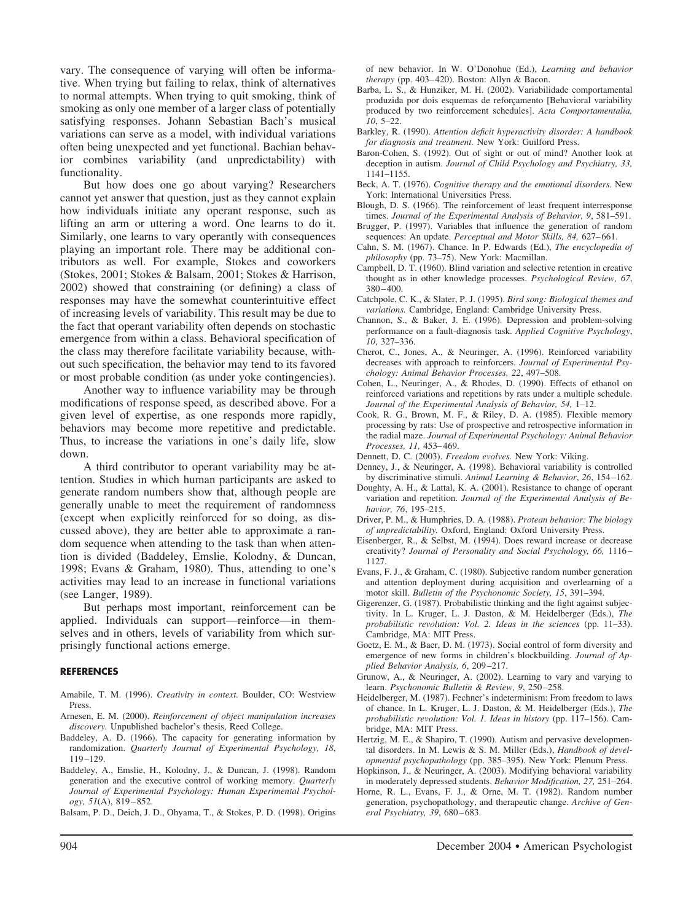vary. The consequence of varying will often be informative. When trying but failing to relax, think of alternatives to normal attempts. When trying to quit smoking, think of smoking as only one member of a larger class of potentially satisfying responses. Johann Sebastian Bach's musical variations can serve as a model, with individual variations often being unexpected and yet functional. Bachian behavior combines variability (and unpredictability) with functionality.

But how does one go about varying? Researchers cannot yet answer that question, just as they cannot explain how individuals initiate any operant response, such as lifting an arm or uttering a word. One learns to do it. Similarly, one learns to vary operantly with consequences playing an important role. There may be additional contributors as well. For example, Stokes and coworkers (Stokes, 2001; Stokes & Balsam, 2001; Stokes & Harrison, 2002) showed that constraining (or defining) a class of responses may have the somewhat counterintuitive effect of increasing levels of variability. This result may be due to the fact that operant variability often depends on stochastic emergence from within a class. Behavioral specification of the class may therefore facilitate variability because, without such specification, the behavior may tend to its favored or most probable condition (as under yoke contingencies).

Another way to influence variability may be through modifications of response speed, as described above. For a given level of expertise, as one responds more rapidly, behaviors may become more repetitive and predictable. Thus, to increase the variations in one's daily life, slow down.

A third contributor to operant variability may be attention. Studies in which human participants are asked to generate random numbers show that, although people are generally unable to meet the requirement of randomness (except when explicitly reinforced for so doing, as discussed above), they are better able to approximate a random sequence when attending to the task than when attention is divided (Baddeley, Emslie, Kolodny, & Duncan, 1998; Evans & Graham, 1980). Thus, attending to one's activities may lead to an increase in functional variations (see Langer, 1989).

But perhaps most important, reinforcement can be applied. Individuals can support—reinforce—in themselves and in others, levels of variability from which surprisingly functional actions emerge.

## REFERENCES

Amabile, T. M. (1996). *Creativity in context.* Boulder, CO: Westview Press.

Arnesen, E. M. (2000). *Reinforcement of object manipulation increases discovery.* Unpublished bachelor's thesis, Reed College.

Baddeley, A. D. (1966). The capacity for generating information by randomization. *Quarterly Journal of Experimental Psychology, 18*, 119–129.

Baddeley, A., Emslie, H., Kolodny, J., & Duncan, J. (1998). Random generation and the executive control of working memory. *Quarterly Journal of Experimental Psychology: Human Experimental Psychology, 51*(A), 819–852.

Balsam, P. D., Deich, J. D., Ohyama, T., & Stokes, P. D. (1998). Origins of new behavior. In W. O'Donohue (Ed.), *Learning and behavior therapy* (pp. 403–420). Boston: Allyn & Bacon.

Barba, L. S., & Hunziker, M. H. (2002). Variabilidade comportamental produzida por dois esquemas de reforçamento [Behavioral variability produced by two reinforcement schedules]. *Acta Comportamentalia, 10*, 5–22.

Barkley, R. (1990). *Attention deficit hyperactivity disorder: A handbook for diagnosis and treatment.* New York: Guilford Press.

Baron-Cohen, S. (1992). Out of sight or out of mind? Another look at deception in autism. *Journal of Child Psychology and Psychiatry, 33,* 1141–1155.

Beck, A. T. (1976). *Cognitive therapy and the emotional disorders.* New York: International Universities Press.

Blough, D. S. (1966). The reinforcement of least frequent interresponse times. *Journal of the Experimental Analysis of Behavior, 9*, 581–591.

Brugger, P. (1997). Variables that influence the generation of random sequences: An update. *Perceptual and Motor Skills, 84,* 627–661.

Cahn, S. M. (1967). Chance. In P. Edwards (Ed.), *The encyclopedia of philosophy* (pp. 73–75). New York: Macmillan.

Campbell, D. T. (1960). Blind variation and selective retention in creative thought as in other knowledge processes. *Psychological Review, 67*, 380–400.

Catchpole, C. K., & Slater, P. J. (1995). *Bird song: Biological themes and variations.* Cambridge, England: Cambridge University Press.

Channon, S., & Baker, J. E. (1996). Depression and problem-solving performance on a fault-diagnosis task. *Applied Cognitive Psychology*, *10*, 327–336.

Cherot, C., Jones, A., & Neuringer, A. (1996). Reinforced variability decreases with approach to reinforcers. *Journal of Experimental Psychology: Animal Behavior Processes, 22*, 497–508.

Cohen, L., Neuringer, A., & Rhodes, D. (1990). Effects of ethanol on reinforced variations and repetitions by rats under a multiple schedule. *Journal of the Experimental Analysis of Behavior, 54,* 1–12.

Cook, R. G., Brown, M. F., & Riley, D. A. (1985). Flexible memory processing by rats: Use of prospective and retrospective information in the radial maze. *Journal of Experimental Psychology: Animal Behavior Processes, 11,* 453–469.

Dennett, D. C. (2003). *Freedom evolves.* New York: Viking.

Denney, J., & Neuringer, A. (1998). Behavioral variability is controlled by discriminative stimuli. *Animal Learning & Behavior*, *26*, 154–162.

Doughty, A. H., & Lattal, K. A. (2001). Resistance to change of operant variation and repetition. *Journal of the Experimental Analysis of Behavior, 76*, 195–215.

Driver, P. M., & Humphries, D. A. (1988). *Protean behavior: The biology of unpredictability.* Oxford, England: Oxford University Press.

Eisenberger, R., & Selbst, M. (1994). Does reward increase or decrease creativity? *Journal of Personality and Social Psychology, 66,* 1116–1127.

Evans, F. J., & Graham, C. (1980). Subjective random number generation and attention deployment during acquisition and overlearning of a motor skill. *Bulletin of the Psychonomic Society, 15*, 391–394.

Gigerenzer, G. (1987). Probabilistic thinking and the fight against subjectivity. In L. Kruger, L. J. Daston, & M. Heidelberger (Eds.), *The probabilistic revolution: Vol. 2. Ideas in the sciences* (pp. 11–33). Cambridge, MA: MIT Press.

Goetz, E. M., & Baer, D. M. (1973). Social control of form diversity and emergence of new forms in children's blockbuilding. *Journal of Applied Behavior Analysis, 6*, 209–217.

Grunow, A., & Neuringer, A. (2002). Learning to vary and varying to learn. *Psychonomic Bulletin & Review, 9*, 250–258.

Heidelberger, M. (1987). Fechner's indeterminism: From freedom to laws of chance. In L. Kruger, L. J. Daston, & M. Heidelberger (Eds.), *The probabilistic revolution: Vol. 1. Ideas in history* (pp. 117–156). Cambridge, MA: MIT Press.

Hertzig, M. E., & Shapiro, T. (1990). Autism and pervasive developmental disorders. In M. Lewis & S. M. Miller (Eds.), *Handbook of developmental psychopathology* (pp. 385–395). New York: Plenum Press.

Hopkinson, J., & Neuringer, A. (2003). Modifying behavioral variability in moderately depressed students. *Behavior Modification, 27,* 251–264.

Horne, R. L., Evans, F. J., & Orne, M. T. (1982). Random number generation, psychopathology, and therapeutic change. *Archive of General Psychiatry, 39*, 680–683.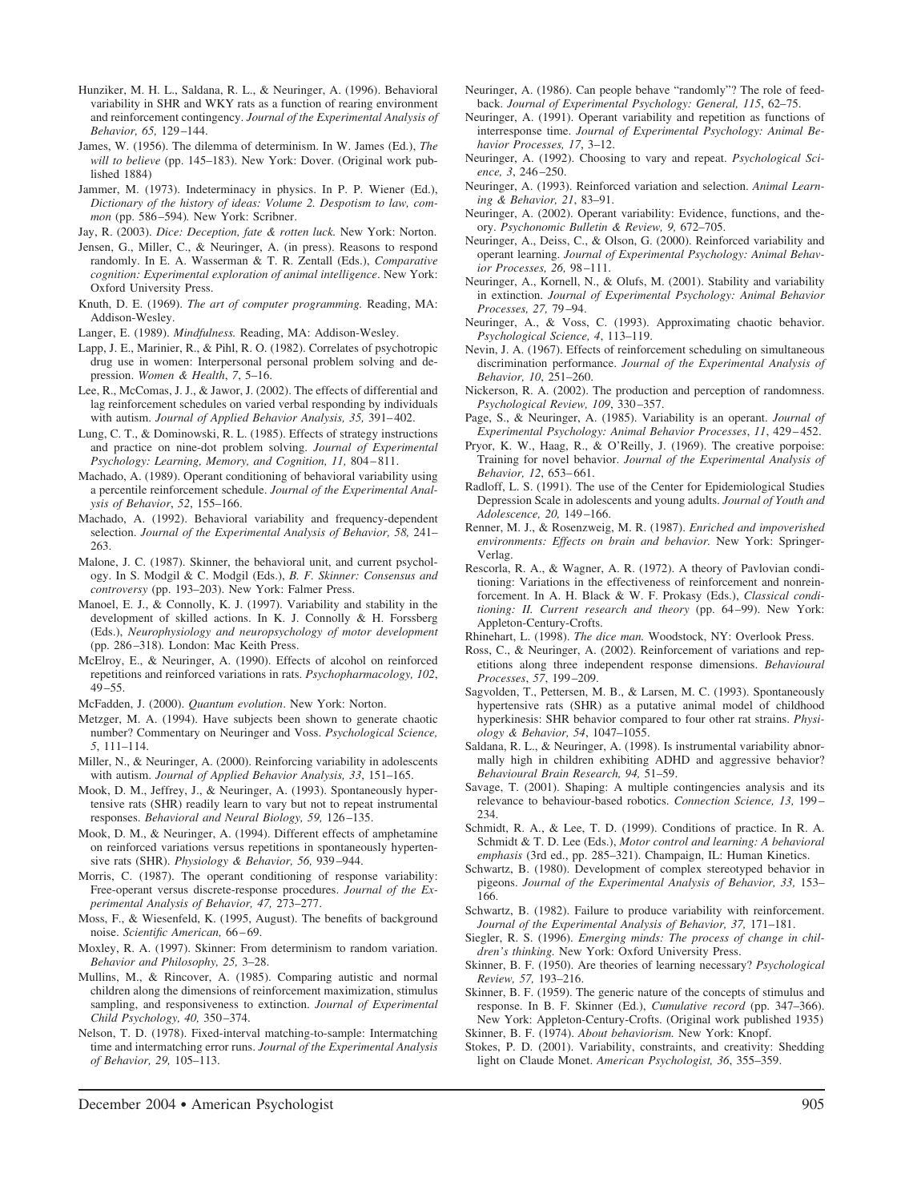Hunziker, M. H. L., Saldana, R. L., & Neuringer, A. (1996). Behavioral variability in SHR and WKY rats as a function of rearing environment and reinforcement contingency. *Journal of the Experimental Analysis of Behavior, 65,* 129–144.

James, W. (1956). The dilemma of determinism. In W. James (Ed.), *The will to believe* (pp. 145–183). New York: Dover. (Original work published 1884)

Jammer, M. (1973). Indeterminacy in physics. In P. P. Wiener (Ed.), *Dictionary of the history of ideas: Volume 2. Despotism to law, common* (pp. 586–594)*.* New York: Scribner.

Jay, R. (2003). *Dice: Deception, fate & rotten luck.* New York: Norton.

Jensen, G., Miller, C., & Neuringer, A. (in press). Reasons to respond randomly. In E. A. Wasserman & T. R. Zentall (Eds.), *Comparative cognition: Experimental exploration of animal intelligence*. New York: Oxford University Press.

Knuth, D. E. (1969). *The art of computer programming.* Reading, MA: Addison-Wesley.

Langer, E. (1989). *Mindfulness.* Reading, MA: Addison-Wesley.

Lapp, J. E., Marinier, R., & Pihl, R. O. (1982). Correlates of psychotropic drug use in women: Interpersonal personal problem solving and depression. *Women & Health*, *7*, 5–16.

Lee, R., McComas, J. J., & Jawor, J. (2002). The effects of differential and lag reinforcement schedules on varied verbal responding by individuals with autism. *Journal of Applied Behavior Analysis, 35,* 391–402.

Lung, C. T., & Dominowski, R. L. (1985). Effects of strategy instructions and practice on nine-dot problem solving. *Journal of Experimental Psychology: Learning, Memory, and Cognition, 11,* 804–811.

Machado, A. (1989). Operant conditioning of behavioral variability using a percentile reinforcement schedule. *Journal of the Experimental Analysis of Behavior*, *52*, 155–166.

Machado, A. (1992). Behavioral variability and frequency-dependent selection. *Journal of the Experimental Analysis of Behavior, 58,* 241–263.

Malone, J. C. (1987). Skinner, the behavioral unit, and current psychology. In S. Modgil & C. Modgil (Eds.), *B. F. Skinner: Consensus and controversy* (pp. 193–203). New York: Falmer Press.

Manoel, E. J., & Connolly, K. J. (1997). Variability and stability in the development of skilled actions. In K. J. Connolly & H. Forssberg (Eds.), *Neurophysiology and neuropsychology of motor development* (pp. 286–318)*.* London: Mac Keith Press.

McElroy, E., & Neuringer, A. (1990). Effects of alcohol on reinforced repetitions and reinforced variations in rats. *Psychopharmacology, 102*, 49–55.

McFadden, J. (2000). *Quantum evolution*. New York: Norton.

Metzger, M. A. (1994). Have subjects been shown to generate chaotic number? Commentary on Neuringer and Voss. *Psychological Science, 5*, 111–114.

Miller, N., & Neuringer, A. (2000). Reinforcing variability in adolescents with autism. *Journal of Applied Behavior Analysis, 33*, 151–165.

Mook, D. M., Jeffrey, J., & Neuringer, A. (1993). Spontaneously hypertensive rats (SHR) readily learn to vary but not to repeat instrumental responses. *Behavioral and Neural Biology, 59,* 126–135.

Mook, D. M., & Neuringer, A. (1994). Different effects of amphetamine on reinforced variations versus repetitions in spontaneously hypertensive rats (SHR). *Physiology & Behavior, 56,* 939–944.

Morris, C. (1987). The operant conditioning of response variability: Free-operant versus discrete-response procedures. *Journal of the Experimental Analysis of Behavior, 47,* 273–277.

Moss, F., & Wiesenfeld, K. (1995, August). The benefits of background noise. *Scientific American,* 66–69.

Moxley, R. A. (1997). Skinner: From determinism to random variation. *Behavior and Philosophy, 25,* 3–28.

Mullins, M., & Rincover, A. (1985). Comparing autistic and normal children along the dimensions of reinforcement maximization, stimulus sampling, and responsiveness to extinction. *Journal of Experimental Child Psychology, 40,* 350–374.

Nelson, T. D. (1978). Fixed-interval matching-to-sample: Intermatching time and intermatching error runs. *Journal of the Experimental Analysis of Behavior, 29,* 105–113.

Neuringer, A. (1986). Can people behave "randomly"? The role of feedback. *Journal of Experimental Psychology: General, 115*, 62–75.

Neuringer, A. (1991). Operant variability and repetition as functions of interresponse time. *Journal of Experimental Psychology: Animal Behavior Processes, 17*, 3–12.

Neuringer, A. (1992). Choosing to vary and repeat. *Psychological Science, 3*, 246–250.

Neuringer, A. (1993). Reinforced variation and selection. *Animal Learning & Behavior, 21*, 83–91.

Neuringer, A. (2002). Operant variability: Evidence, functions, and theory. *Psychonomic Bulletin & Review, 9,* 672–705.

Neuringer, A., Deiss, C., & Olson, G. (2000). Reinforced variability and operant learning. *Journal of Experimental Psychology: Animal Behavior Processes, 26,* 98–111.

Neuringer, A., Kornell, N., & Olufs, M. (2001). Stability and variability in extinction. *Journal of Experimental Psychology: Animal Behavior Processes, 27,* 79–94.

Neuringer, A., & Voss, C. (1993). Approximating chaotic behavior. *Psychological Science, 4*, 113–119.

Nevin, J. A. (1967). Effects of reinforcement scheduling on simultaneous discrimination performance. *Journal of the Experimental Analysis of Behavior, 10*, 251–260.

Nickerson, R. A. (2002). The production and perception of randomness. *Psychological Review, 109*, 330–357.

Page, S., & Neuringer, A. (1985). Variability is an operant. *Journal of Experimental Psychology: Animal Behavior Processes*, *11*, 429–452.

Pryor, K. W., Haag, R., & O'Reilly, J. (1969). The creative porpoise: Training for novel behavior. *Journal of the Experimental Analysis of Behavior, 12*, 653–661.

Radloff, L. S. (1991). The use of the Center for Epidemiological Studies Depression Scale in adolescents and young adults. *Journal of Youth and Adolescence, 20,* 149–166.

Renner, M. J., & Rosenzweig, M. R. (1987). *Enriched and impoverished environments: Effects on brain and behavior.* New York: Springer-Verlag.

Rescorla, R. A., & Wagner, A. R. (1972). A theory of Pavlovian conditioning: Variations in the effectiveness of reinforcement and nonreinforcement. In A. H. Black & W. F. Prokasy (Eds.), *Classical conditioning: II. Current research and theory* (pp. 64–99). New York: Appleton-Century-Crofts.

Rhinehart, L. (1998). *The dice man.* Woodstock, NY: Overlook Press.

Ross, C., & Neuringer, A. (2002). Reinforcement of variations and repetitions along three independent response dimensions. *Behavioural Processes*, *57*, 199–209.

Sagvolden, T., Pettersen, M. B., & Larsen, M. C. (1993). Spontaneously hypertensive rats (SHR) as a putative animal model of childhood hyperkinesis: SHR behavior compared to four other rat strains. *Physiology & Behavior, 54*, 1047–1055.

Saldana, R. L., & Neuringer, A. (1998). Is instrumental variability abnormally high in children exhibiting ADHD and aggressive behavior? *Behavioural Brain Research, 94,* 51–59.

Savage, T. (2001). Shaping: A multiple contingencies analysis and its relevance to behaviour-based robotics. *Connection Science, 13,* 199–234.

Schmidt, R. A., & Lee, T. D. (1999). Conditions of practice. In R. A. Schmidt & T. D. Lee (Eds.), *Motor control and learning: A behavioral emphasis* (3rd ed., pp. 285–321). Champaign, IL: Human Kinetics.

Schwartz, B. (1980). Development of complex stereotyped behavior in pigeons. *Journal of the Experimental Analysis of Behavior, 33,* 153–166.

Schwartz, B. (1982). Failure to produce variability with reinforcement. *Journal of the Experimental Analysis of Behavior, 37,* 171–181.

Siegler, R. S. (1996). *Emerging minds: The process of change in children's thinking.* New York: Oxford University Press.

Skinner, B. F. (1950). Are theories of learning necessary? *Psychological Review, 57,* 193–216.

Skinner, B. F. (1959). The generic nature of the concepts of stimulus and response. In B. F. Skinner (Ed.), *Cumulative record* (pp. 347–366). New York: Appleton-Century-Crofts. (Original work published 1935)

Skinner, B. F. (1974). *About behaviorism.* New York: Knopf.

Stokes, P. D. (2001). Variability, constraints, and creativity: Shedding light on Claude Monet. *American Psychologist, 36*, 355–359.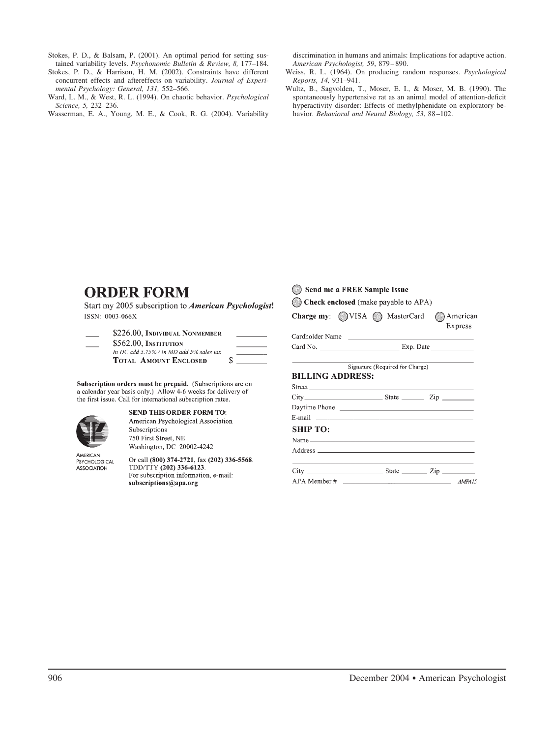Stokes, P. D., & Balsam, P. (2001). An optimal period for setting sustained variability levels. *Psychonomic Bulletin & Review, 8,* 177–184.

Stokes, P. D., & Harrison, H. M. (2002). Constraints have different concurrent effects and aftereffects on variability. *Journal of Experimental Psychology: General, 131,* 552–566.

Ward, L. M., & West, R. L. (1994). On chaotic behavior. *Psychological Science, 5,* 232–236.

Wasserman, E. A., Young, M. E., & Cook, R. G. (2004). Variability discrimination in humans and animals: Implications for adaptive action. *American Psychologist, 59*, 879–890.

Weiss, R. L. (1964). On producing random responses. *Psychological Reports, 14,* 931–941.

Wultz, B., Sagvolden, T., Moser, E. I., & Moser, M. B. (1990). The spontaneously hypertensive rat as an animal model of attention-deficit hyperactivity disorder: Effects of methylphenidate on exploratory behavior. *Behavioral and Neural Biology, 53*, 88–102.

# ORDER FORM

Start my 2005 subscription to ***American Psychologist***!
ISSN: 0003-066X

___ $226.00, Individual Nonmember ________
___ $562.00, Institution ________
*In DC add 5.75% / In MD add 5% sales tax* ________
Total Amount Enclosed $ ________

**Subscription orders must be prepaid.** (Subscriptions are on a calendar year basis only.) Allow 4-6 weeks for delivery of the first issue. Call for international subscription rates.

**SEND THIS ORDER FORM TO:**
American Psychological Association
Subscriptions
750 First Street, NE
Washington, DC 20002-4242

American Psychological Association

Or call **(800) 374-2721**, fax **(202) 336-5568**.
TDD/TTY **(202) 336-6123**.
For subscription information, e-mail:
**subscriptions@apa.org**

◯ **Send me a FREE Sample Issue**

◯ **Check enclosed** (make payable to APA)

**Charge my**: ◯ VISA ◯ MasterCard ◯ American Express

Cardholder Name ________________

Card No. ________________ Exp. Date ________

________________
Signature (Required for Charge)

## BILLING ADDRESS:

Street ________________

City ________ State ______ Zip ______

Daytime Phone ________________

E-mail ________________

## SHIP TO:

Name ________________

Address ________________

________________

City ________ State ______ Zip ______

APA Member # ________________ *AMPA15*